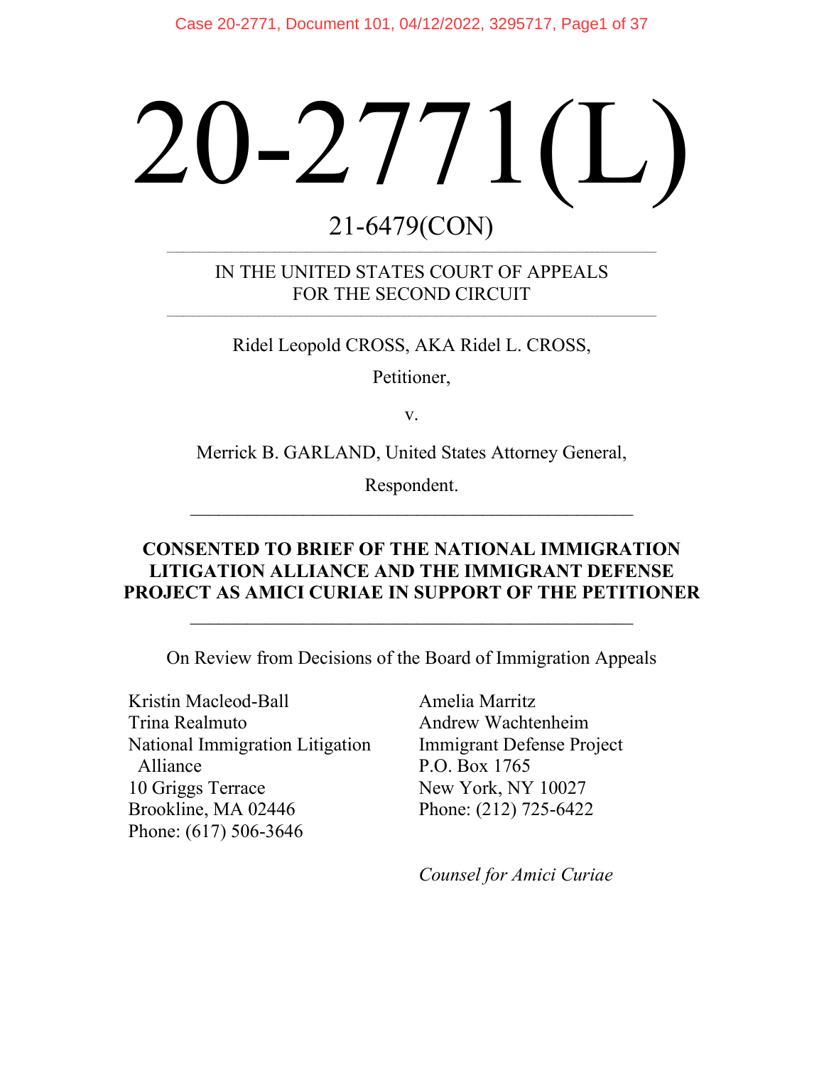# 20-2771(L)

21-6479(CON)

IN THE UNITED STATES COURT OF APPEALS
FOR THE SECOND CIRCUIT

Ridel Leopold CROSS, AKA Ridel L. CROSS,

Petitioner,

v.

Merrick B. GARLAND, United States Attorney General,

Respondent.

**CONSENTED TO BRIEF OF THE NATIONAL IMMIGRATION LITIGATION ALLIANCE AND THE IMMIGRANT DEFENSE PROJECT AS AMICI CURIAE IN SUPPORT OF THE PETITIONER**

On Review from Decisions of the Board of Immigration Appeals

Kristin Macleod-Ball
Trina Realmuto
National Immigration Litigation Alliance
10 Griggs Terrace
Brookline, MA 02446
Phone: (617) 506-3646

Amelia Marritz
Andrew Wachtenheim
Immigrant Defense Project
P.O. Box 1765
New York, NY 10027
Phone: (212) 725-6422

*Counsel for Amici Curiae*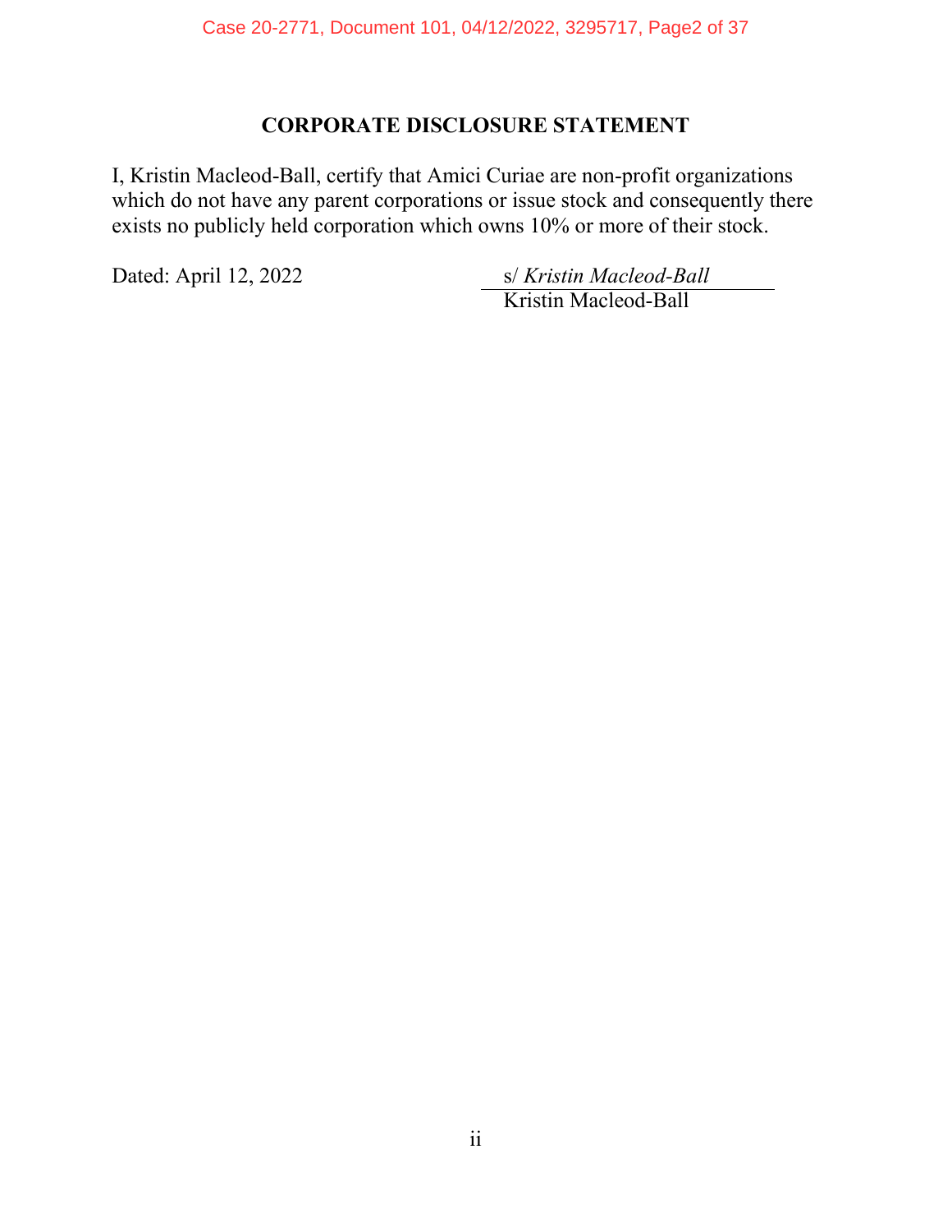## CORPORATE DISCLOSURE STATEMENT

I, Kristin Macleod-Ball, certify that Amici Curiae are non-profit organizations which do not have any parent corporations or issue stock and consequently there exists no publicly held corporation which owns 10% or more of their stock.

Dated: April 12, 2022

s/ *Kristin Macleod-Ball*
Kristin Macleod-Ball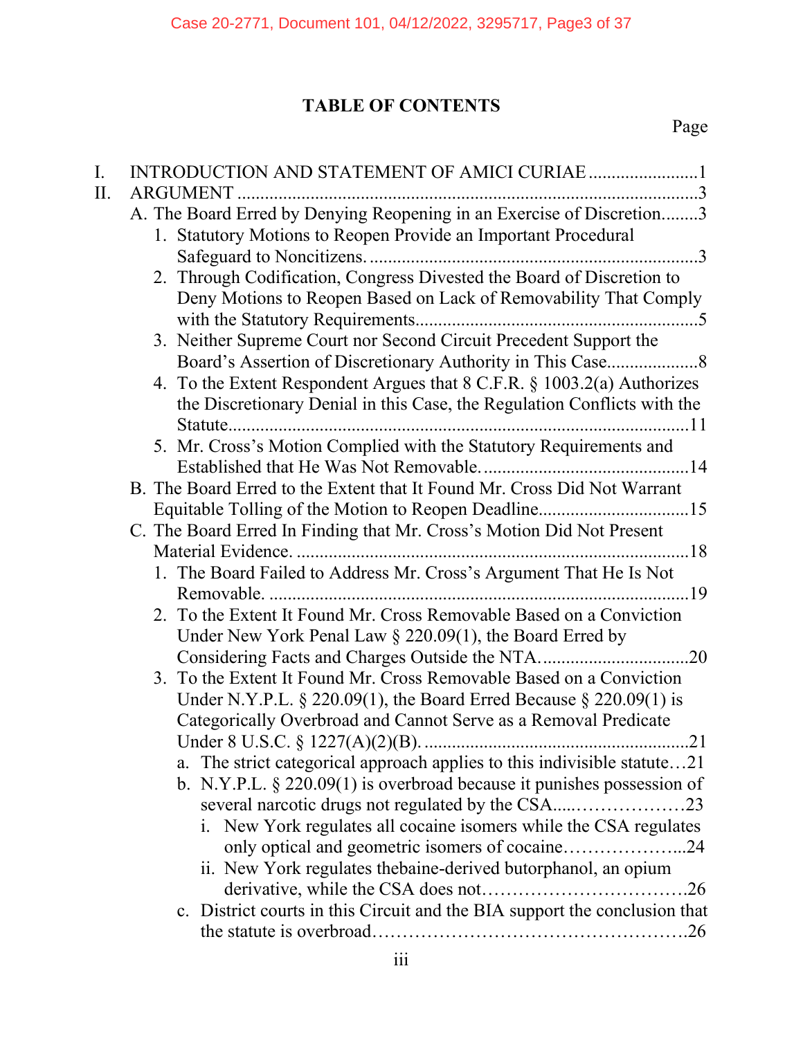# TABLE OF CONTENTS

Page

I. INTRODUCTION AND STATEMENT OF AMICI CURIAE ........................1

II. ARGUMENT ........................................................................................3

- A. The Board Erred by Denying Reopening in an Exercise of Discretion........3
  - 1. Statutory Motions to Reopen Provide an Important Procedural Safeguard to Noncitizens. ........................................................................3
  - 2. Through Codification, Congress Divested the Board of Discretion to Deny Motions to Reopen Based on Lack of Removability That Comply with the Statutory Requirements.............................................................5
  - 3. Neither Supreme Court nor Second Circuit Precedent Support the Board's Assertion of Discretionary Authority in This Case....................8
  - 4. To the Extent Respondent Argues that 8 C.F.R. § 1003.2(a) Authorizes the Discretionary Denial in this Case, the Regulation Conflicts with the Statute....................................................................................................11
  - 5. Mr. Cross's Motion Complied with the Statutory Requirements and Established that He Was Not Removable. ..............................................14
- B. The Board Erred to the Extent that It Found Mr. Cross Did Not Warrant Equitable Tolling of the Motion to Reopen Deadline.................................15
- C. The Board Erred In Finding that Mr. Cross's Motion Did Not Present Material Evidence. ......................................................................................18
  - 1. The Board Failed to Address Mr. Cross's Argument That He Is Not Removable. ...........................................................................................19
  - 2. To the Extent It Found Mr. Cross Removable Based on a Conviction Under New York Penal Law § 220.09(1), the Board Erred by Considering Facts and Charges Outside the NTA.................................20
  - 3. To the Extent It Found Mr. Cross Removable Based on a Conviction Under N.Y.P.L. § 220.09(1), the Board Erred Because § 220.09(1) is Categorically Overbroad and Cannot Serve as a Removal Predicate Under 8 U.S.C. § 1227(A)(2)(B). ..........................................................21
    - a. The strict categorical approach applies to this indivisible statute…21
    - b. N.Y.P.L. § 220.09(1) is overbroad because it punishes possession of several narcotic drugs not regulated by the CSA.....………………23
      - i. New York regulates all cocaine isomers while the CSA regulates only optical and geometric isomers of cocaine………………...24
      - ii. New York regulates thebaine-derived butorphanol, an opium derivative, while the CSA does not…………………………….26
    - c. District courts in this Circuit and the BIA support the conclusion that the statute is overbroad…………………………………………….26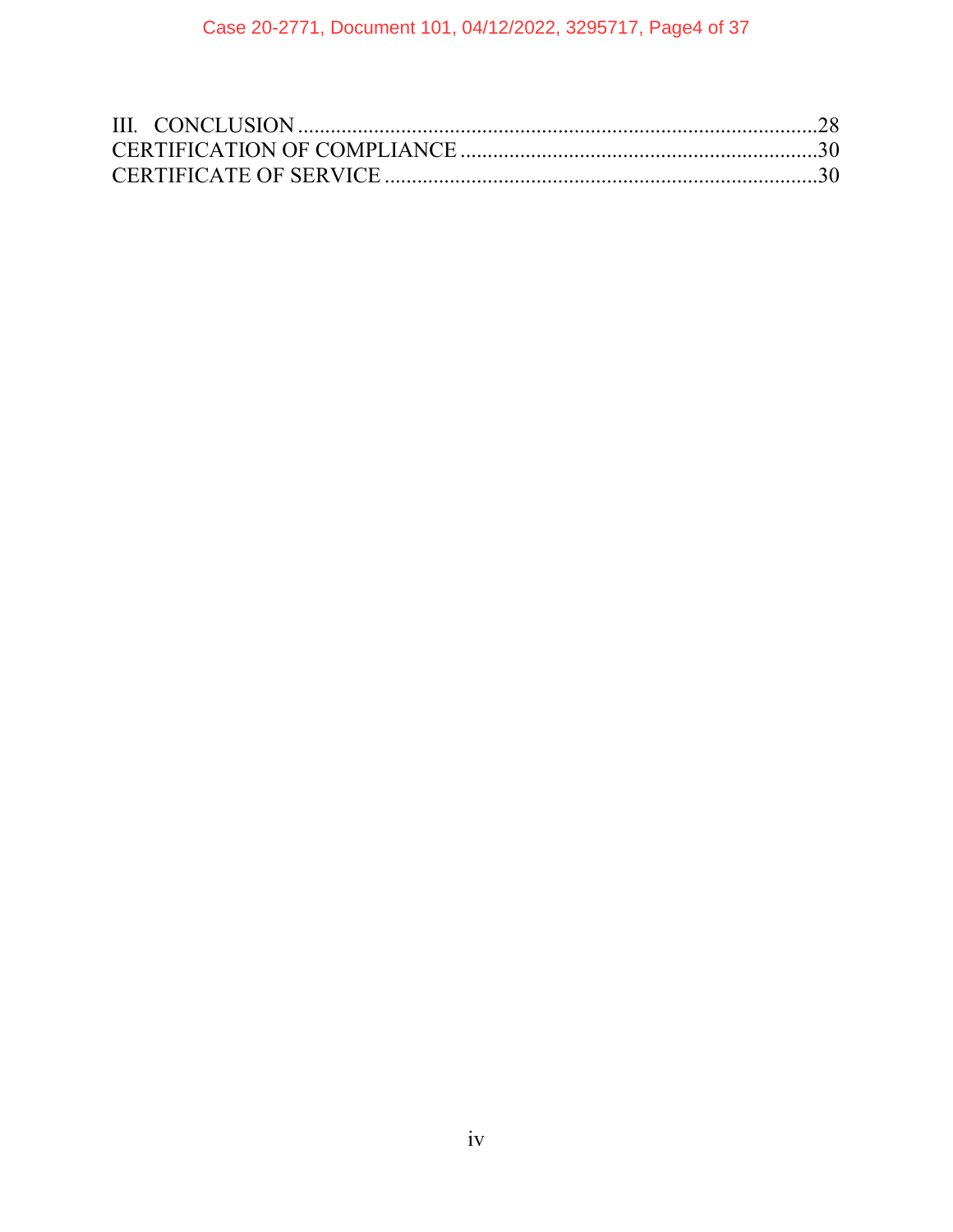III. CONCLUSION ....................................................................................28
CERTIFICATION OF COMPLIANCE ...............................................................30
CERTIFICATE OF SERVICE ..........................................................................30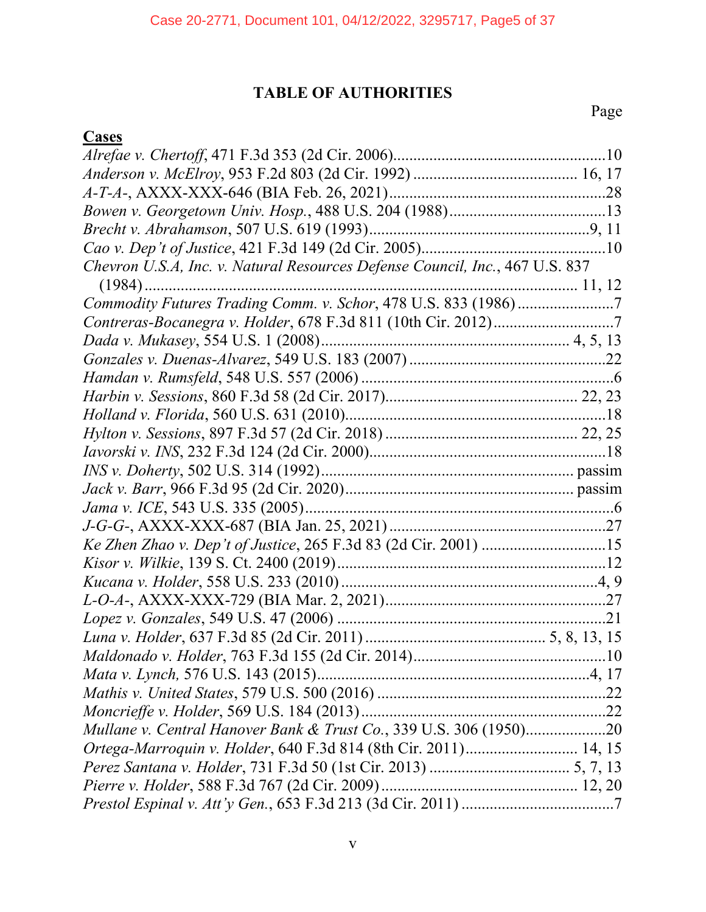# TABLE OF AUTHORITIES

Page

**Cases**

*Alrefae v. Chertoff*, 471 F.3d 353 (2d Cir. 2006)....................................................10

*Anderson v. McElroy*, 953 F.2d 803 (2d Cir. 1992) ........................................ 16, 17

*A-T-A-*, AXXX-XXX-646 (BIA Feb. 26, 2021).....................................................28

*Bowen v. Georgetown Univ. Hosp.*, 488 U.S. 204 (1988).......................................13

*Brecht v. Abrahamson*, 507 U.S. 619 (1993)......................................................9, 11

*Cao v. Dep't of Justice*, 421 F.3d 149 (2d Cir. 2005).............................................10

*Chevron U.S.A, Inc. v. Natural Resources Defense Council, Inc.*, 467 U.S. 837 (1984)........................................................................................................ 11, 12

*Commodity Futures Trading Comm. v. Schor*, 478 U.S. 833 (1986) ........................7

*Contreras-Bocanegra v. Holder*, 678 F.3d 811 (10th Cir. 2012)..............................7

*Dada v. Mukasey*, 554 U.S. 1 (2008)........................................................... 4, 5, 13

*Gonzales v. Duenas-Alvarez*, 549 U.S. 183 (2007) ................................................22

*Hamdan v. Rumsfeld*, 548 U.S. 557 (2006) ...............................................................6

*Harbin v. Sessions*, 860 F.3d 58 (2d Cir. 2017)............................................... 22, 23

*Holland v. Florida*, 560 U.S. 631 (2010)..................................................................18

*Hylton v. Sessions*, 897 F.3d 57 (2d Cir. 2018) ............................................... 22, 25

*Iavorski v. INS*, 232 F.3d 124 (2d Cir. 2000)...........................................................18

*INS v. Doherty*, 502 U.S. 314 (1992)............................................................. passim

*Jack v. Barr*, 966 F.3d 95 (2d Cir. 2020)........................................................ passim

*Jama v. ICE*, 543 U.S. 335 (2005)..............................................................................6

*J-G-G-*, AXXX-XXX-687 (BIA Jan. 25, 2021) .......................................................27

*Ke Zhen Zhao v. Dep't of Justice*, 265 F.3d 83 (2d Cir. 2001) ...............................15

*Kisor v. Wilkie*, 139 S. Ct. 2400 (2019)...................................................................12

*Kucana v. Holder*, 558 U.S. 233 (2010) ................................................................4, 9

*L-O-A-*, AXXX-XXX-729 (BIA Mar. 2, 2021).......................................................27

*Lopez v. Gonzales*, 549 U.S. 47 (2006) ...................................................................21

*Luna v. Holder*, 637 F.3d 85 (2d Cir. 2011) ........................................... 5, 8, 13, 15

*Maldonado v. Holder*, 763 F.3d 155 (2d Cir. 2014)................................................10

*Mata v. Lynch*, 576 U.S. 143 (2015)....................................................................4, 17

*Mathis v. United States*, 579 U.S. 500 (2016) .........................................................22

*Moncrieffe v. Holder*, 569 U.S. 184 (2013).............................................................22

*Mullane v. Central Hanover Bank & Trust Co.*, 339 U.S. 306 (1950)....................20

*Ortega-Marroquin v. Holder*, 640 F.3d 814 (8th Cir. 2011)........................... 14, 15

*Perez Santana v. Holder*, 731 F.3d 50 (1st Cir. 2013) .................................. 5, 7, 13

*Pierre v. Holder*, 588 F.3d 767 (2d Cir. 2009)................................................ 12, 20

*Prestol Espinal v. Att'y Gen.*, 653 F.3d 213 (3d Cir. 2011) ......................................7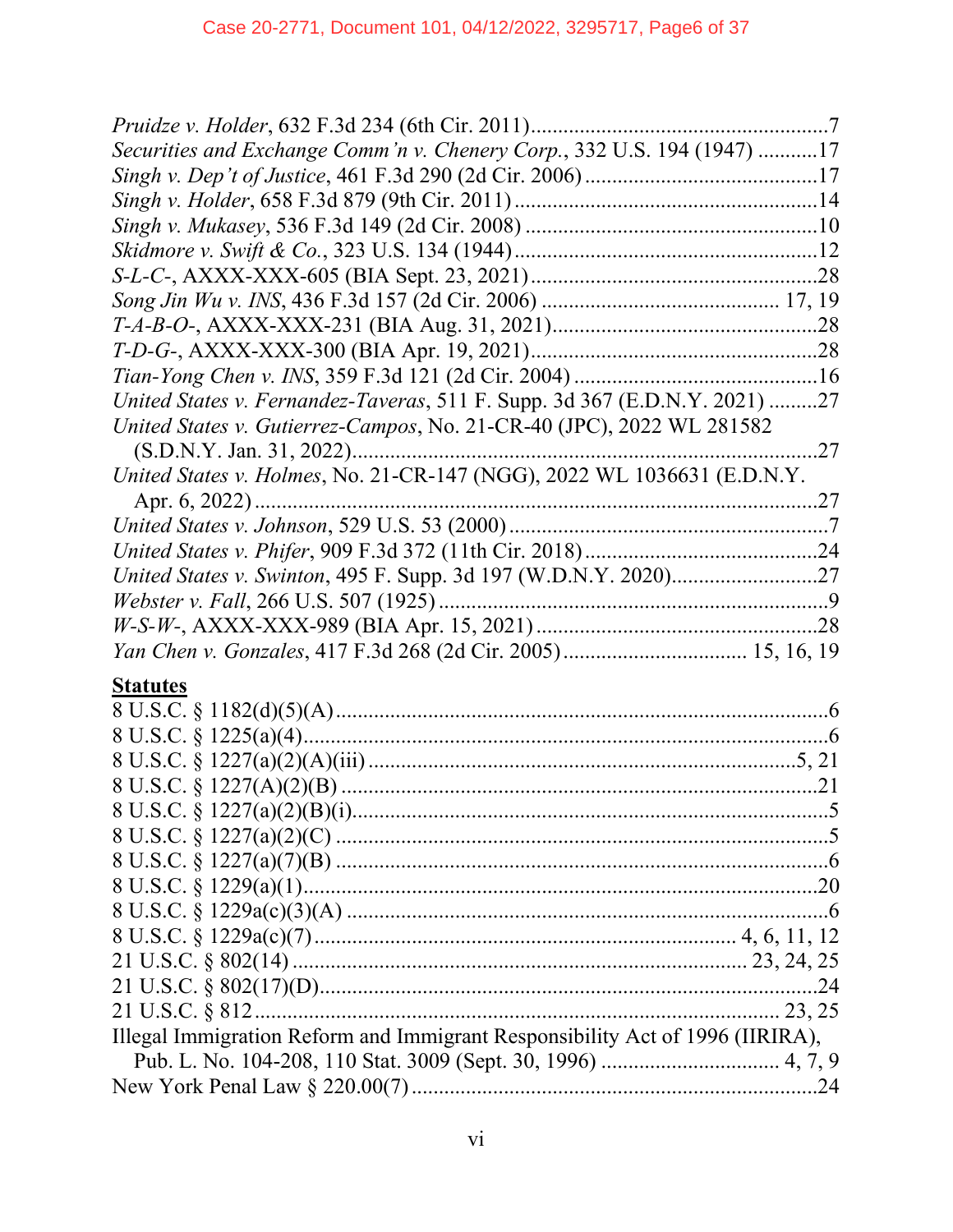*Pruidze v. Holder*, 632 F.3d 234 (6th Cir. 2011)....................................................7

*Securities and Exchange Comm'n v. Chenery Corp.*, 332 U.S. 194 (1947) ...........17

*Singh v. Dep't of Justice*, 461 F.3d 290 (2d Cir. 2006) ..........................................17

*Singh v. Holder*, 658 F.3d 879 (9th Cir. 2011) .......................................................14

*Singh v. Mukasey*, 536 F.3d 149 (2d Cir. 2008) .....................................................10

*Skidmore v. Swift & Co.*, 323 U.S. 134 (1944) .......................................................12

*S-L-C-*, AXXX-XXX-605 (BIA Sept. 23, 2021) ....................................................28

*Song Jin Wu v. INS*, 436 F.3d 157 (2d Cir. 2006) ........................................... 17, 19

*T-A-B-O-*, AXXX-XXX-231 (BIA Aug. 31, 2021).................................................28

*T-D-G-*, AXXX-XXX-300 (BIA Apr. 19, 2021).....................................................28

*Tian-Yong Chen v. INS*, 359 F.3d 121 (2d Cir. 2004) .............................................16

*United States v. Fernandez-Taveras*, 511 F. Supp. 3d 367 (E.D.N.Y. 2021) .........27

*United States v. Gutierrez-Campos*, No. 21-CR-40 (JPC), 2022 WL 281582 (S.D.N.Y. Jan. 31, 2022).....................................................................................27

*United States v. Holmes*, No. 21-CR-147 (NGG), 2022 WL 1036631 (E.D.N.Y. Apr. 6, 2022) .........................................................................................................27

*United States v. Johnson*, 529 U.S. 53 (2000) ...........................................................7

*United States v. Phifer*, 909 F.3d 372 (11th Cir. 2018) ............................................24

*United States v. Swinton*, 495 F. Supp. 3d 197 (W.D.N.Y. 2020)...........................27

*Webster v. Fall*, 266 U.S. 507 (1925) ........................................................................9

*W-S-W-*, AXXX-XXX-989 (BIA Apr. 15, 2021) ....................................................28

*Yan Chen v. Gonzales*, 417 F.3d 268 (2d Cir. 2005).................................. 15, 16, 19

## **Statutes**

8 U.S.C. § 1182(d)(5)(A) ...........................................................................................6

8 U.S.C. § 1225(a)(4)..................................................................................................6

8 U.S.C. § 1227(a)(2)(A)(iii) ................................................................................5, 21

8 U.S.C. § 1227(A)(2)(B) .........................................................................................21

8 U.S.C. § 1227(a)(2)(B)(i)..........................................................................................5

8 U.S.C. § 1227(a)(2)(C) .............................................................................................5

8 U.S.C. § 1227(a)(7)(B) .............................................................................................6

8 U.S.C. § 1229(a)(1)................................................................................................20

8 U.S.C. § 1229a(c)(3)(A) ..........................................................................................6

8 U.S.C. § 1229a(c)(7).............................................................................. 4, 6, 11, 12

21 U.S.C. § 802(14) .................................................................................. 23, 24, 25

21 U.S.C. § 802(17)(D).............................................................................................24

21 U.S.C. § 812 ..................................................................................................... 23, 25

Illegal Immigration Reform and Immigrant Responsibility Act of 1996 (IIRIRA), Pub. L. No. 104-208, 110 Stat. 3009 (Sept. 30, 1996) ................................. 4, 7, 9

New York Penal Law § 220.00(7) ............................................................................24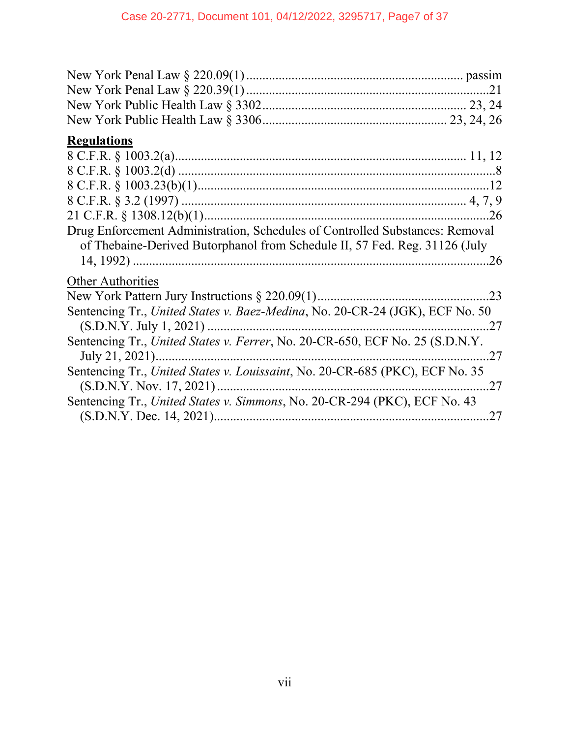New York Penal Law § 220.09(1) ................................................................. passim
New York Penal Law § 220.39(1) ................................................................. 21
New York Public Health Law § 3302 ............................................................. 23, 24
New York Public Health Law § 3306 ............................................................. 23, 24, 26

**Regulations**

8 C.F.R. § 1003.2(a) ................................................................. 11, 12
8 C.F.R. § 1003.2(d) ................................................................. 8
8 C.F.R. § 1003.23(b)(1) ................................................................. 12
8 C.F.R. § 3.2 (1997) ................................................................. 4, 7, 9
21 C.F.R. § 1308.12(b)(1) ................................................................. 26
Drug Enforcement Administration, Schedules of Controlled Substances: Removal of Thebaine-Derived Butorphanol from Schedule II, 57 Fed. Reg. 31126 (July 14, 1992) ................................................................. 26

Other Authorities

New York Pattern Jury Instructions § 220.09(1) ................................................................. 23
Sentencing Tr., *United States v. Baez-Medina*, No. 20-CR-24 (JGK), ECF No. 50 (S.D.N.Y. July 1, 2021) ................................................................. 27
Sentencing Tr., *United States v. Ferrer*, No. 20-CR-650, ECF No. 25 (S.D.N.Y. July 21, 2021) ................................................................. 27
Sentencing Tr., *United States v. Louissaint*, No. 20-CR-685 (PKC), ECF No. 35 (S.D.N.Y. Nov. 17, 2021) ................................................................. 27
Sentencing Tr., *United States v. Simmons*, No. 20-CR-294 (PKC), ECF No. 43 (S.D.N.Y. Dec. 14, 2021) ................................................................. 27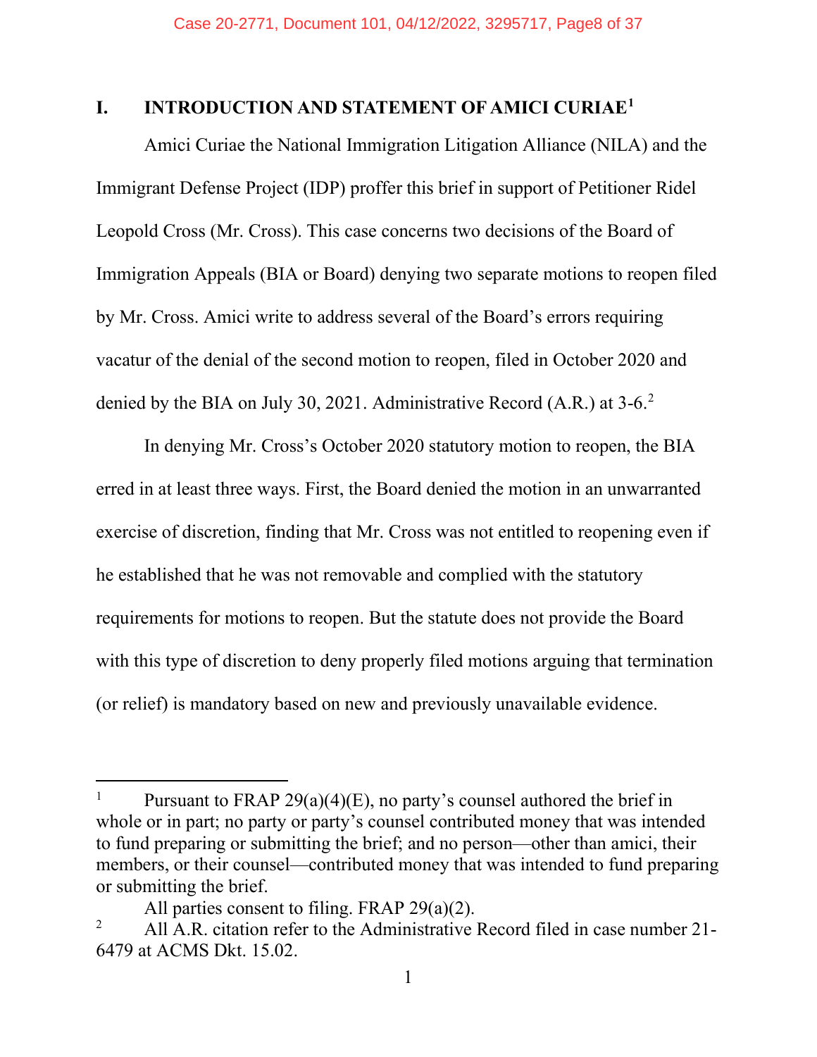# I. INTRODUCTION AND STATEMENT OF AMICI CURIAE[1]

Amici Curiae the National Immigration Litigation Alliance (NILA) and the Immigrant Defense Project (IDP) proffer this brief in support of Petitioner Ridel Leopold Cross (Mr. Cross). This case concerns two decisions of the Board of Immigration Appeals (BIA or Board) denying two separate motions to reopen filed by Mr. Cross. Amici write to address several of the Board's errors requiring vacatur of the denial of the second motion to reopen, filed in October 2020 and denied by the BIA on July 30, 2021. Administrative Record (A.R.) at 3-6.[2]

In denying Mr. Cross's October 2020 statutory motion to reopen, the BIA erred in at least three ways. First, the Board denied the motion in an unwarranted exercise of discretion, finding that Mr. Cross was not entitled to reopening even if he established that he was not removable and complied with the statutory requirements for motions to reopen. But the statute does not provide the Board with this type of discretion to deny properly filed motions arguing that termination (or relief) is mandatory based on new and previously unavailable evidence.

---

[1] Pursuant to FRAP 29(a)(4)(E), no party's counsel authored the brief in whole or in part; no party or party's counsel contributed money that was intended to fund preparing or submitting the brief; and no person—other than amici, their members, or their counsel—contributed money that was intended to fund preparing or submitting the brief.

All parties consent to filing. FRAP 29(a)(2).

[2] All A.R. citation refer to the Administrative Record filed in case number 21-6479 at ACMS Dkt. 15.02.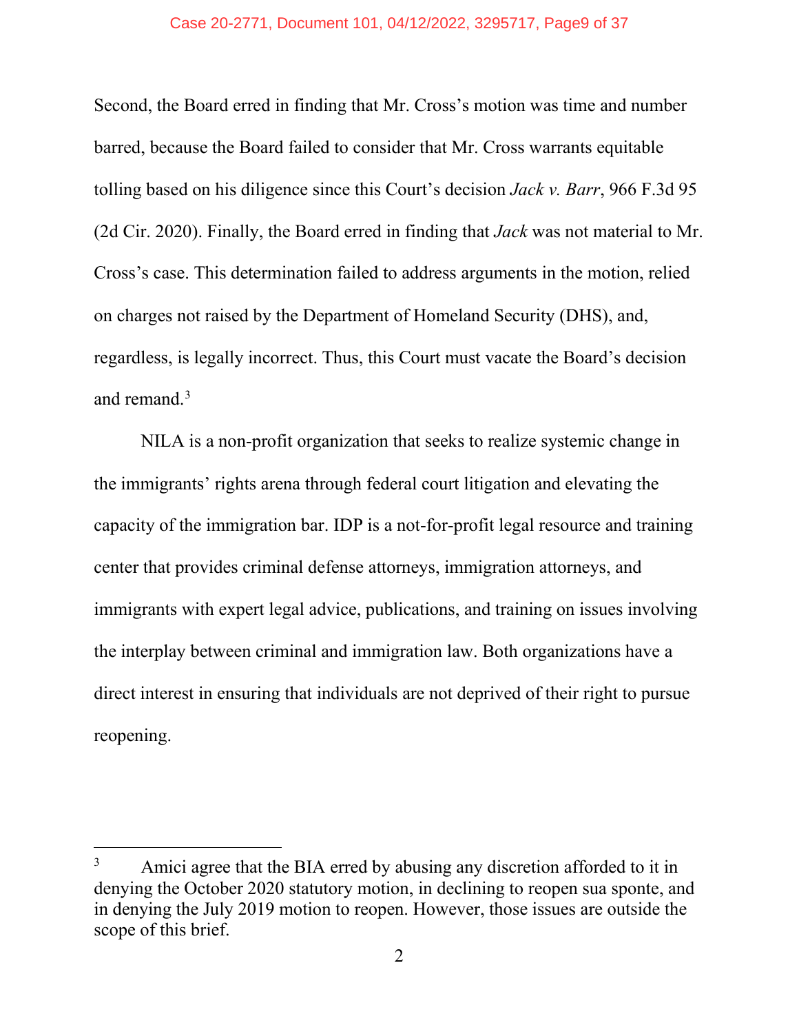Second, the Board erred in finding that Mr. Cross's motion was time and number barred, because the Board failed to consider that Mr. Cross warrants equitable tolling based on his diligence since this Court's decision *Jack v. Barr*, 966 F.3d 95 (2d Cir. 2020). Finally, the Board erred in finding that *Jack* was not material to Mr. Cross's case. This determination failed to address arguments in the motion, relied on charges not raised by the Department of Homeland Security (DHS), and, regardless, is legally incorrect. Thus, this Court must vacate the Board's decision and remand.[3]

NILA is a non-profit organization that seeks to realize systemic change in the immigrants' rights arena through federal court litigation and elevating the capacity of the immigration bar. IDP is a not-for-profit legal resource and training center that provides criminal defense attorneys, immigration attorneys, and immigrants with expert legal advice, publications, and training on issues involving the interplay between criminal and immigration law. Both organizations have a direct interest in ensuring that individuals are not deprived of their right to pursue reopening.

---

[3] Amici agree that the BIA erred by abusing any discretion afforded to it in denying the October 2020 statutory motion, in declining to reopen sua sponte, and in denying the July 2019 motion to reopen. However, those issues are outside the scope of this brief.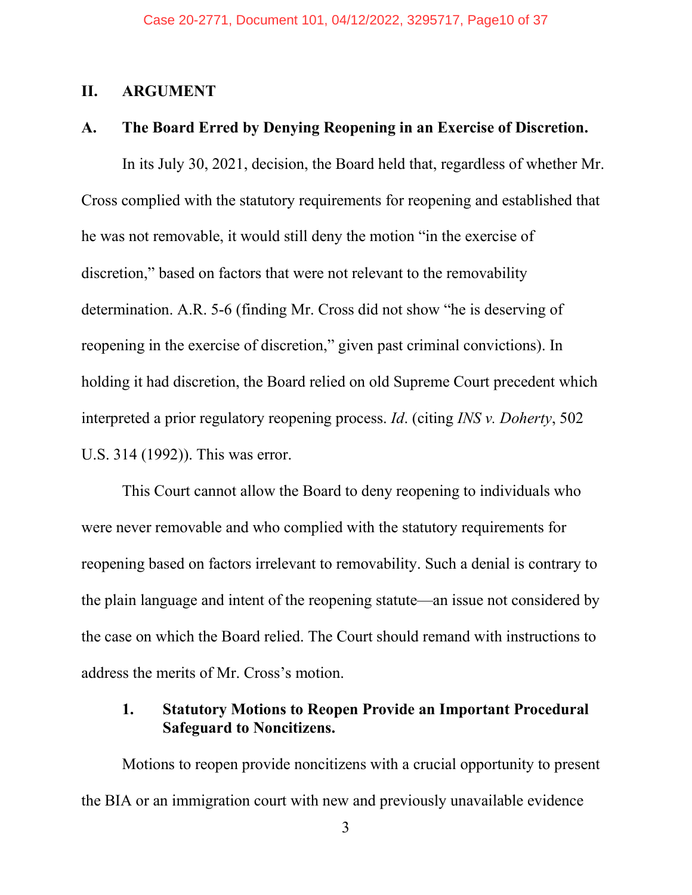## II. ARGUMENT

### A. The Board Erred by Denying Reopening in an Exercise of Discretion.

In its July 30, 2021, decision, the Board held that, regardless of whether Mr. Cross complied with the statutory requirements for reopening and established that he was not removable, it would still deny the motion "in the exercise of discretion," based on factors that were not relevant to the removability determination. A.R. 5-6 (finding Mr. Cross did not show "he is deserving of reopening in the exercise of discretion," given past criminal convictions). In holding it had discretion, the Board relied on old Supreme Court precedent which interpreted a prior regulatory reopening process. *Id*. (citing *INS v. Doherty*, 502 U.S. 314 (1992)). This was error.

This Court cannot allow the Board to deny reopening to individuals who were never removable and who complied with the statutory requirements for reopening based on factors irrelevant to removability. Such a denial is contrary to the plain language and intent of the reopening statute—an issue not considered by the case on which the Board relied. The Court should remand with instructions to address the merits of Mr. Cross's motion.

#### 1. Statutory Motions to Reopen Provide an Important Procedural Safeguard to Noncitizens.

Motions to reopen provide noncitizens with a crucial opportunity to present the BIA or an immigration court with new and previously unavailable evidence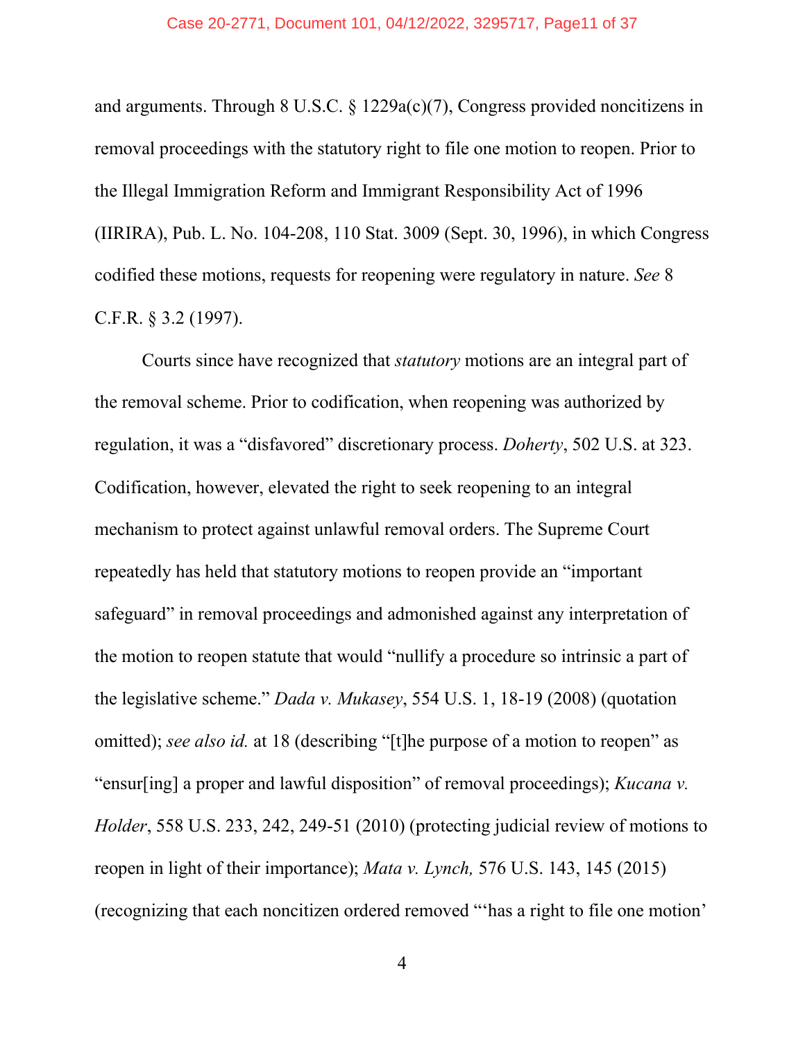and arguments. Through 8 U.S.C. § 1229a(c)(7), Congress provided noncitizens in removal proceedings with the statutory right to file one motion to reopen. Prior to the Illegal Immigration Reform and Immigrant Responsibility Act of 1996 (IIRIRA), Pub. L. No. 104-208, 110 Stat. 3009 (Sept. 30, 1996), in which Congress codified these motions, requests for reopening were regulatory in nature. *See* 8 C.F.R. § 3.2 (1997).

Courts since have recognized that *statutory* motions are an integral part of the removal scheme. Prior to codification, when reopening was authorized by regulation, it was a "disfavored" discretionary process. *Doherty*, 502 U.S. at 323. Codification, however, elevated the right to seek reopening to an integral mechanism to protect against unlawful removal orders. The Supreme Court repeatedly has held that statutory motions to reopen provide an "important safeguard" in removal proceedings and admonished against any interpretation of the motion to reopen statute that would "nullify a procedure so intrinsic a part of the legislative scheme." *Dada v. Mukasey*, 554 U.S. 1, 18-19 (2008) (quotation omitted); *see also id.* at 18 (describing "[t]he purpose of a motion to reopen" as "ensur[ing] a proper and lawful disposition" of removal proceedings); *Kucana v. Holder*, 558 U.S. 233, 242, 249-51 (2010) (protecting judicial review of motions to reopen in light of their importance); *Mata v. Lynch,* 576 U.S. 143, 145 (2015) (recognizing that each noncitizen ordered removed "'has a right to file one motion'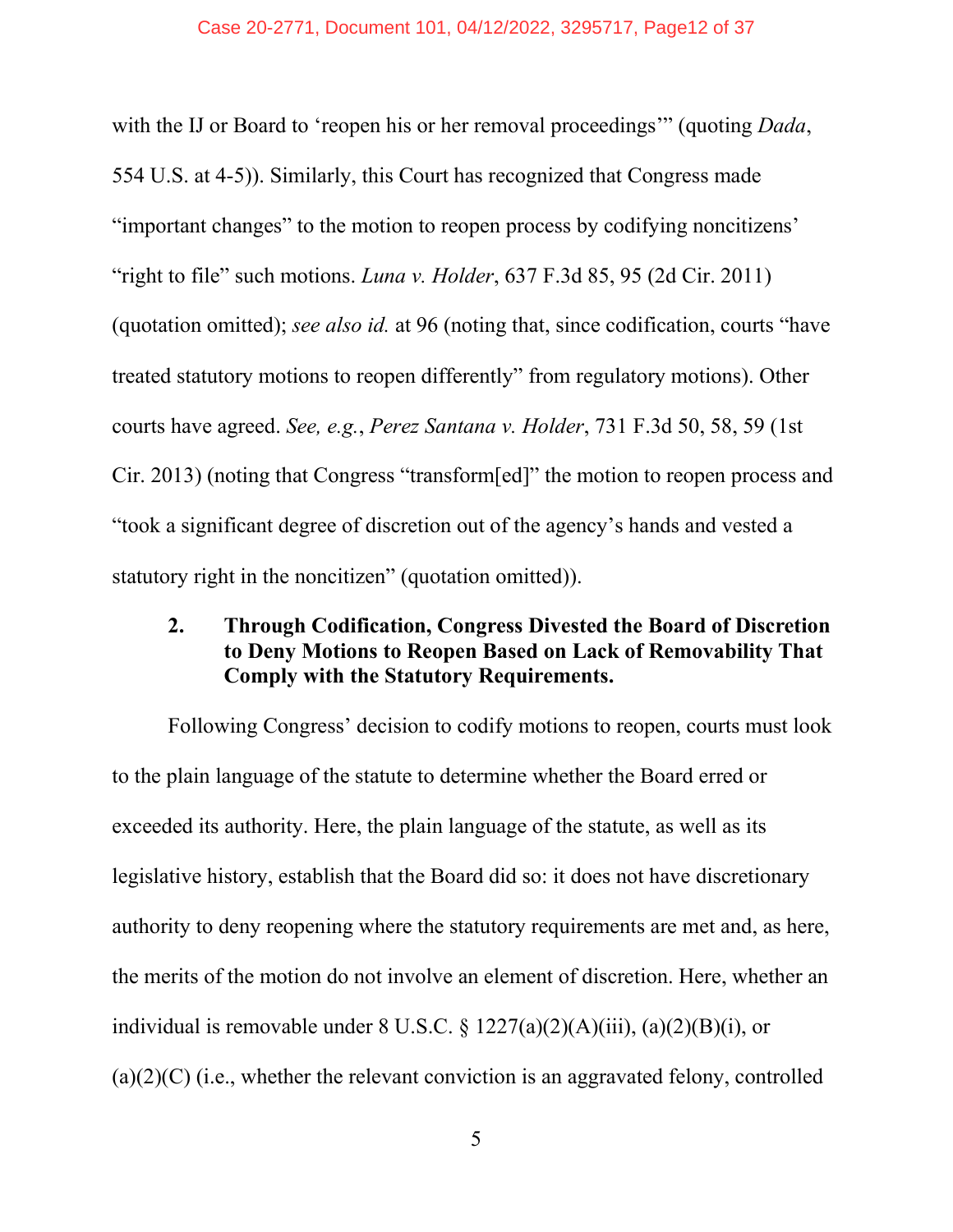with the IJ or Board to 'reopen his or her removal proceedings'" (quoting *Dada*, 554 U.S. at 4-5)). Similarly, this Court has recognized that Congress made "important changes" to the motion to reopen process by codifying noncitizens' "right to file" such motions. *Luna v. Holder*, 637 F.3d 85, 95 (2d Cir. 2011) (quotation omitted); *see also id.* at 96 (noting that, since codification, courts "have treated statutory motions to reopen differently" from regulatory motions). Other courts have agreed. *See, e.g.*, *Perez Santana v. Holder*, 731 F.3d 50, 58, 59 (1st Cir. 2013) (noting that Congress "transform[ed]" the motion to reopen process and "took a significant degree of discretion out of the agency's hands and vested a statutory right in the noncitizen" (quotation omitted)).

### 2. Through Codification, Congress Divested the Board of Discretion to Deny Motions to Reopen Based on Lack of Removability That Comply with the Statutory Requirements.

Following Congress' decision to codify motions to reopen, courts must look to the plain language of the statute to determine whether the Board erred or exceeded its authority. Here, the plain language of the statute, as well as its legislative history, establish that the Board did so: it does not have discretionary authority to deny reopening where the statutory requirements are met and, as here, the merits of the motion do not involve an element of discretion. Here, whether an individual is removable under 8 U.S.C. § 1227(a)(2)(A)(iii), (a)(2)(B)(i), or (a)(2)(C) (i.e., whether the relevant conviction is an aggravated felony, controlled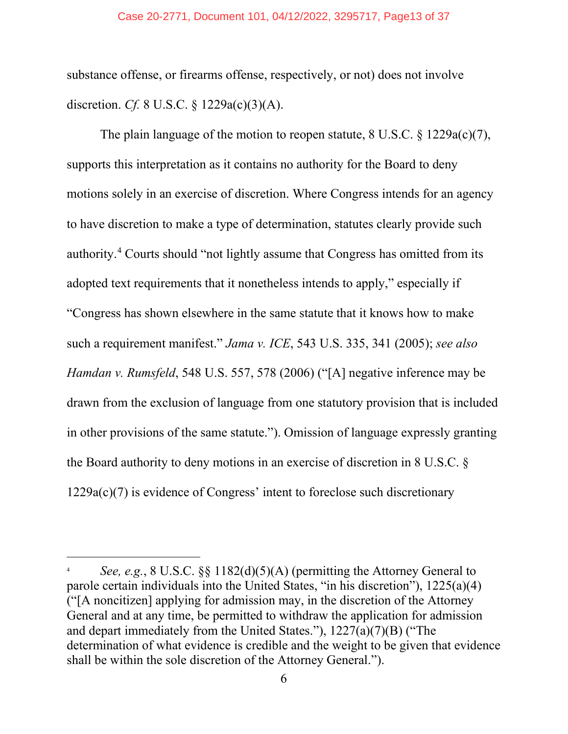substance offense, or firearms offense, respectively, or not) does not involve discretion. *Cf.* 8 U.S.C. § 1229a(c)(3)(A).

The plain language of the motion to reopen statute, 8 U.S.C. § 1229a(c)(7), supports this interpretation as it contains no authority for the Board to deny motions solely in an exercise of discretion. Where Congress intends for an agency to have discretion to make a type of determination, statutes clearly provide such authority.[4] Courts should "not lightly assume that Congress has omitted from its adopted text requirements that it nonetheless intends to apply," especially if "Congress has shown elsewhere in the same statute that it knows how to make such a requirement manifest." *Jama v. ICE*, 543 U.S. 335, 341 (2005); *see also Hamdan v. Rumsfeld*, 548 U.S. 557, 578 (2006) ("[A] negative inference may be drawn from the exclusion of language from one statutory provision that is included in other provisions of the same statute."). Omission of language expressly granting the Board authority to deny motions in an exercise of discretion in 8 U.S.C. § 1229a(c)(7) is evidence of Congress' intent to foreclose such discretionary

---

[4] *See, e.g.*, 8 U.S.C. §§ 1182(d)(5)(A) (permitting the Attorney General to parole certain individuals into the United States, "in his discretion"), 1225(a)(4) ("[A noncitizen] applying for admission may, in the discretion of the Attorney General and at any time, be permitted to withdraw the application for admission and depart immediately from the United States."), 1227(a)(7)(B) ("The determination of what evidence is credible and the weight to be given that evidence shall be within the sole discretion of the Attorney General.").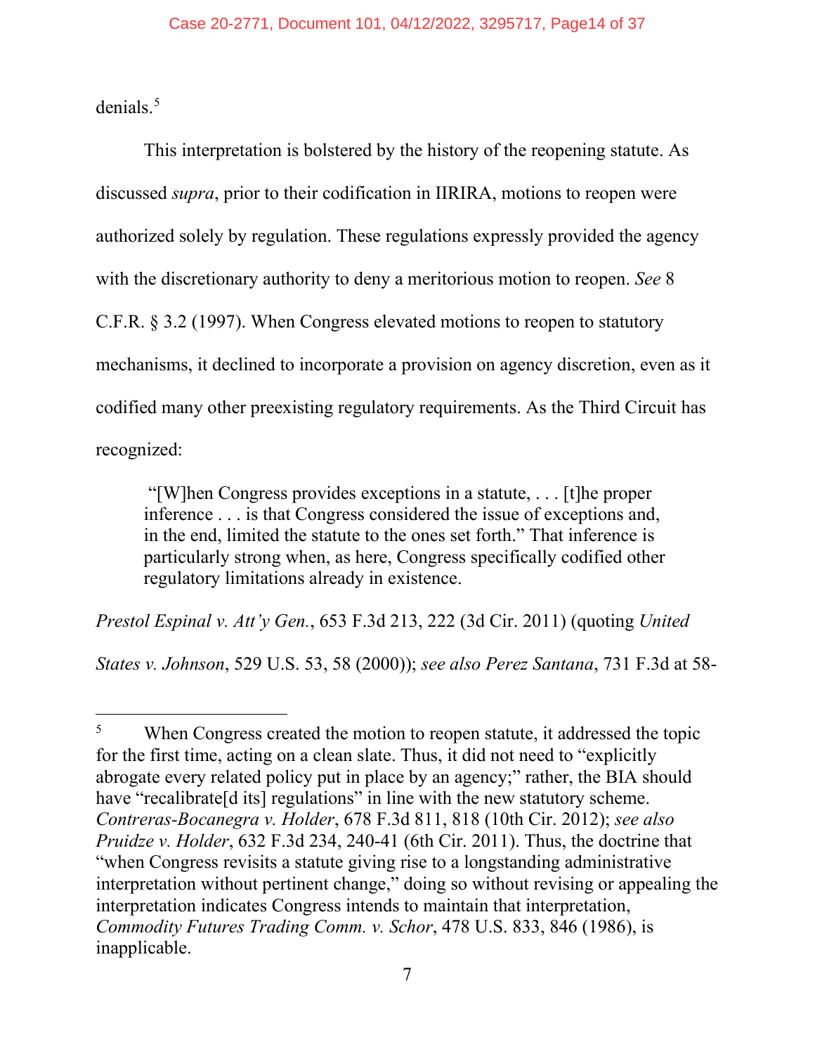denials.[5]

This interpretation is bolstered by the history of the reopening statute. As discussed *supra*, prior to their codification in IIRIRA, motions to reopen were authorized solely by regulation. These regulations expressly provided the agency with the discretionary authority to deny a meritorious motion to reopen. *See* 8 C.F.R. § 3.2 (1997). When Congress elevated motions to reopen to statutory mechanisms, it declined to incorporate a provision on agency discretion, even as it codified many other preexisting regulatory requirements. As the Third Circuit has recognized:

> "[W]hen Congress provides exceptions in a statute, . . . [t]he proper inference . . . is that Congress considered the issue of exceptions and, in the end, limited the statute to the ones set forth." That inference is particularly strong when, as here, Congress specifically codified other regulatory limitations already in existence.

*Prestol Espinal v. Att'y Gen.*, 653 F.3d 213, 222 (3d Cir. 2011) (quoting *United States v. Johnson*, 529 U.S. 53, 58 (2000)); *see also Perez Santana*, 731 F.3d at 58-

---

[5] When Congress created the motion to reopen statute, it addressed the topic for the first time, acting on a clean slate. Thus, it did not need to "explicitly abrogate every related policy put in place by an agency;" rather, the BIA should have "recalibrate[d its] regulations" in line with the new statutory scheme. *Contreras-Bocanegra v. Holder*, 678 F.3d 811, 818 (10th Cir. 2012); *see also Pruidze v. Holder*, 632 F.3d 234, 240-41 (6th Cir. 2011). Thus, the doctrine that "when Congress revisits a statute giving rise to a longstanding administrative interpretation without pertinent change," doing so without revising or appealing the interpretation indicates Congress intends to maintain that interpretation, *Commodity Futures Trading Comm. v. Schor*, 478 U.S. 833, 846 (1986), is inapplicable.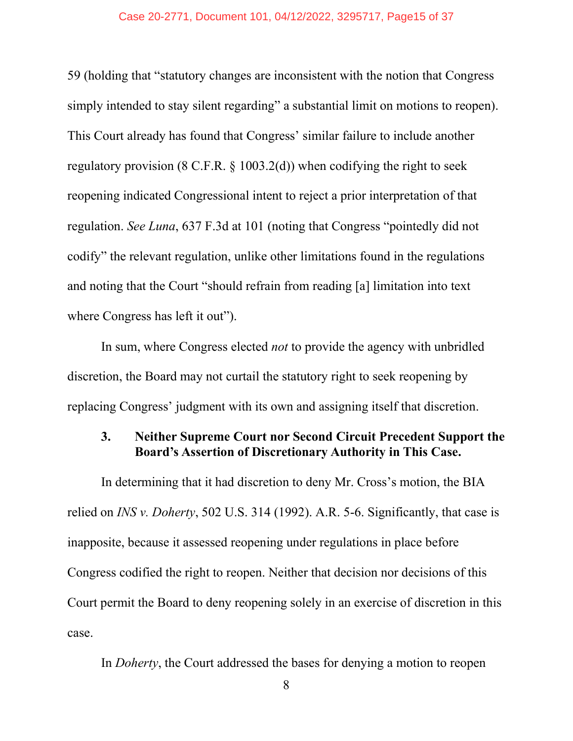59 (holding that "statutory changes are inconsistent with the notion that Congress simply intended to stay silent regarding" a substantial limit on motions to reopen). This Court already has found that Congress' similar failure to include another regulatory provision (8 C.F.R. § 1003.2(d)) when codifying the right to seek reopening indicated Congressional intent to reject a prior interpretation of that regulation. *See Luna*, 637 F.3d at 101 (noting that Congress "pointedly did not codify" the relevant regulation, unlike other limitations found in the regulations and noting that the Court "should refrain from reading [a] limitation into text where Congress has left it out").

In sum, where Congress elected *not* to provide the agency with unbridled discretion, the Board may not curtail the statutory right to seek reopening by replacing Congress' judgment with its own and assigning itself that discretion.

### 3. Neither Supreme Court nor Second Circuit Precedent Support the Board's Assertion of Discretionary Authority in This Case.

In determining that it had discretion to deny Mr. Cross's motion, the BIA relied on *INS v. Doherty*, 502 U.S. 314 (1992). A.R. 5-6. Significantly, that case is inapposite, because it assessed reopening under regulations in place before Congress codified the right to reopen. Neither that decision nor decisions of this Court permit the Board to deny reopening solely in an exercise of discretion in this case.

In *Doherty*, the Court addressed the bases for denying a motion to reopen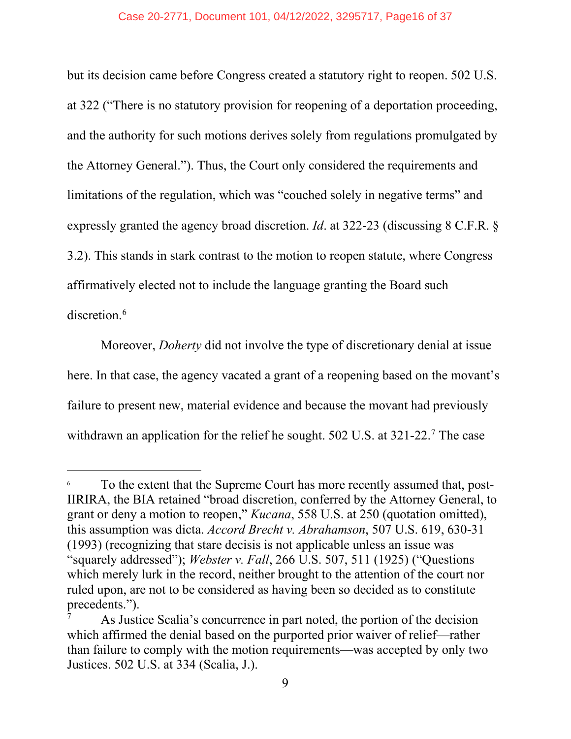but its decision came before Congress created a statutory right to reopen. 502 U.S. at 322 ("There is no statutory provision for reopening of a deportation proceeding, and the authority for such motions derives solely from regulations promulgated by the Attorney General."). Thus, the Court only considered the requirements and limitations of the regulation, which was "couched solely in negative terms" and expressly granted the agency broad discretion. *Id*. at 322-23 (discussing 8 C.F.R. § 3.2). This stands in stark contrast to the motion to reopen statute, where Congress affirmatively elected not to include the language granting the Board such discretion.[6]

Moreover, *Doherty* did not involve the type of discretionary denial at issue here. In that case, the agency vacated a grant of a reopening based on the movant's failure to present new, material evidence and because the movant had previously withdrawn an application for the relief he sought. 502 U.S. at 321-22.[7] The case

---

[6] To the extent that the Supreme Court has more recently assumed that, post-IIRIRA, the BIA retained "broad discretion, conferred by the Attorney General, to grant or deny a motion to reopen," *Kucana*, 558 U.S. at 250 (quotation omitted), this assumption was dicta. *Accord Brecht v. Abrahamson*, 507 U.S. 619, 630-31 (1993) (recognizing that stare decisis is not applicable unless an issue was "squarely addressed"); *Webster v. Fall*, 266 U.S. 507, 511 (1925) ("Questions which merely lurk in the record, neither brought to the attention of the court nor ruled upon, are not to be considered as having been so decided as to constitute precedents.").

[7] As Justice Scalia's concurrence in part noted, the portion of the decision which affirmed the denial based on the purported prior waiver of relief—rather than failure to comply with the motion requirements—was accepted by only two Justices. 502 U.S. at 334 (Scalia, J.).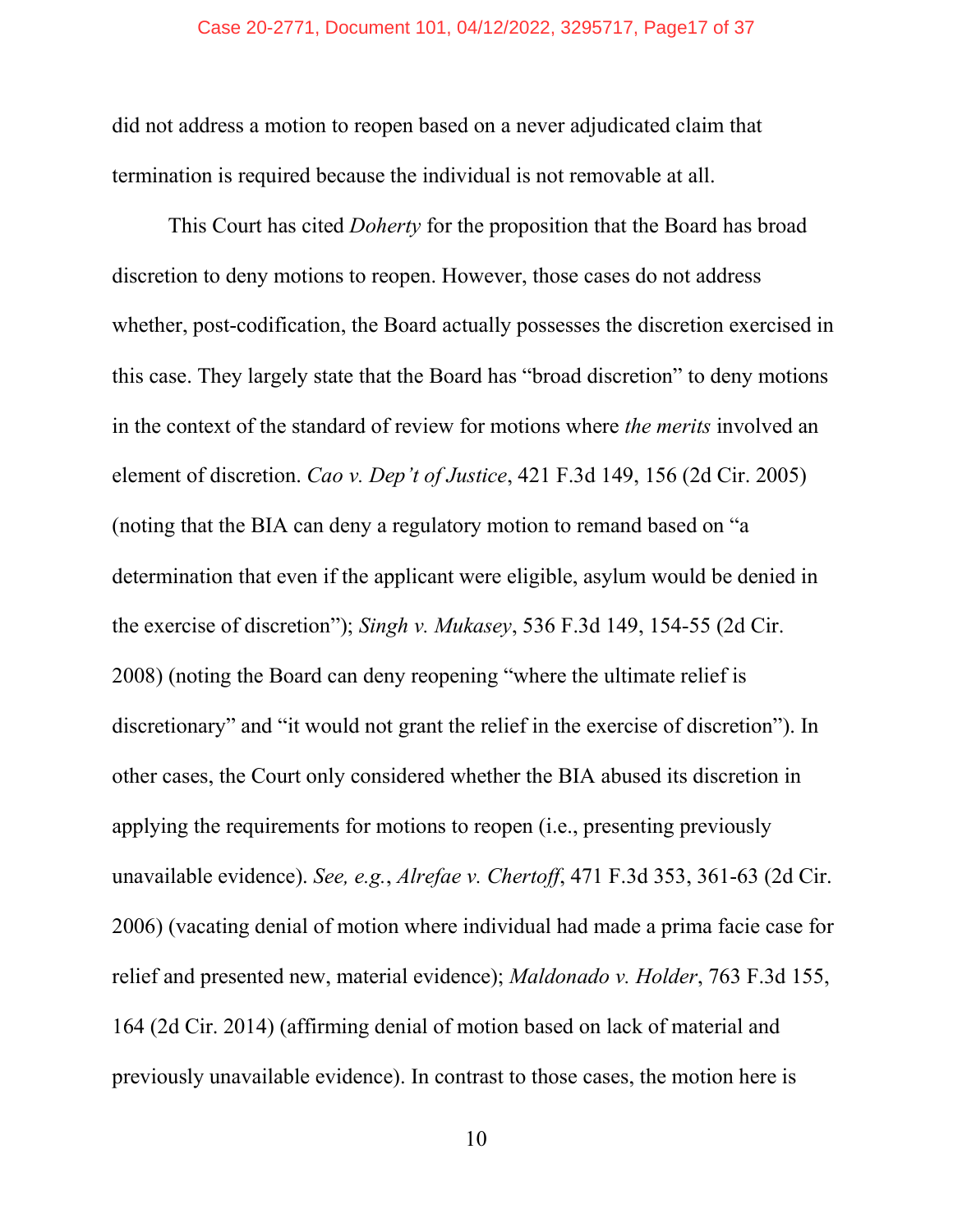did not address a motion to reopen based on a never adjudicated claim that termination is required because the individual is not removable at all.

This Court has cited *Doherty* for the proposition that the Board has broad discretion to deny motions to reopen. However, those cases do not address whether, post-codification, the Board actually possesses the discretion exercised in this case. They largely state that the Board has "broad discretion" to deny motions in the context of the standard of review for motions where *the merits* involved an element of discretion. *Cao v. Dep't of Justice*, 421 F.3d 149, 156 (2d Cir. 2005) (noting that the BIA can deny a regulatory motion to remand based on "a determination that even if the applicant were eligible, asylum would be denied in the exercise of discretion"); *Singh v. Mukasey*, 536 F.3d 149, 154-55 (2d Cir. 2008) (noting the Board can deny reopening "where the ultimate relief is discretionary" and "it would not grant the relief in the exercise of discretion"). In other cases, the Court only considered whether the BIA abused its discretion in applying the requirements for motions to reopen (i.e., presenting previously unavailable evidence). *See, e.g.*, *Alrefae v. Chertoff*, 471 F.3d 353, 361-63 (2d Cir. 2006) (vacating denial of motion where individual had made a prima facie case for relief and presented new, material evidence); *Maldonado v. Holder*, 763 F.3d 155, 164 (2d Cir. 2014) (affirming denial of motion based on lack of material and previously unavailable evidence). In contrast to those cases, the motion here is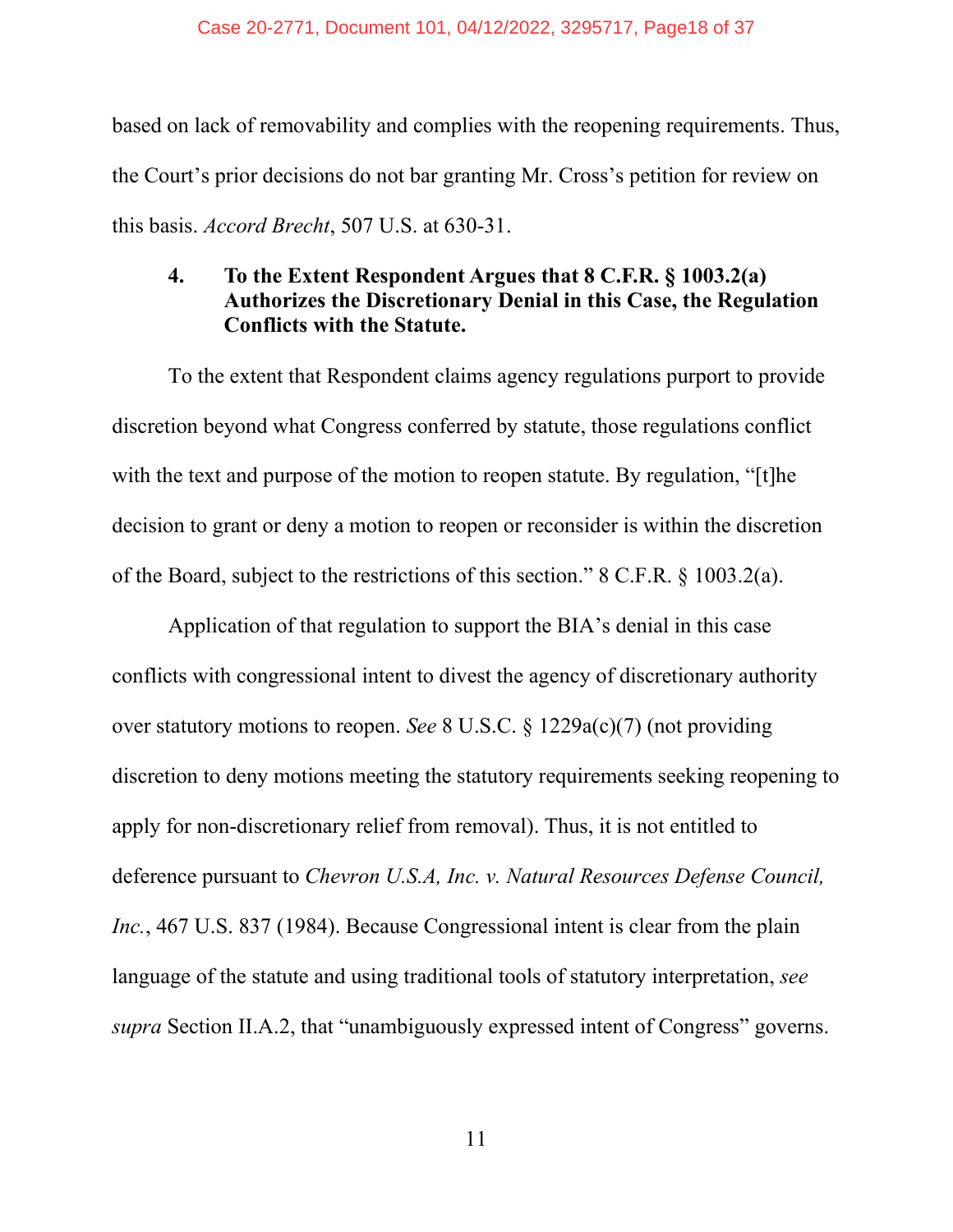based on lack of removability and complies with the reopening requirements. Thus, the Court's prior decisions do not bar granting Mr. Cross's petition for review on this basis. *Accord Brecht*, 507 U.S. at 630-31.

#### 4. To the Extent Respondent Argues that 8 C.F.R. § 1003.2(a) Authorizes the Discretionary Denial in this Case, the Regulation Conflicts with the Statute.

To the extent that Respondent claims agency regulations purport to provide discretion beyond what Congress conferred by statute, those regulations conflict with the text and purpose of the motion to reopen statute. By regulation, "[t]he decision to grant or deny a motion to reopen or reconsider is within the discretion of the Board, subject to the restrictions of this section." 8 C.F.R. § 1003.2(a).

Application of that regulation to support the BIA's denial in this case conflicts with congressional intent to divest the agency of discretionary authority over statutory motions to reopen. *See* 8 U.S.C. § 1229a(c)(7) (not providing discretion to deny motions meeting the statutory requirements seeking reopening to apply for non-discretionary relief from removal). Thus, it is not entitled to deference pursuant to *Chevron U.S.A, Inc. v. Natural Resources Defense Council, Inc.*, 467 U.S. 837 (1984). Because Congressional intent is clear from the plain language of the statute and using traditional tools of statutory interpretation, *see supra* Section II.A.2, that "unambiguously expressed intent of Congress" governs.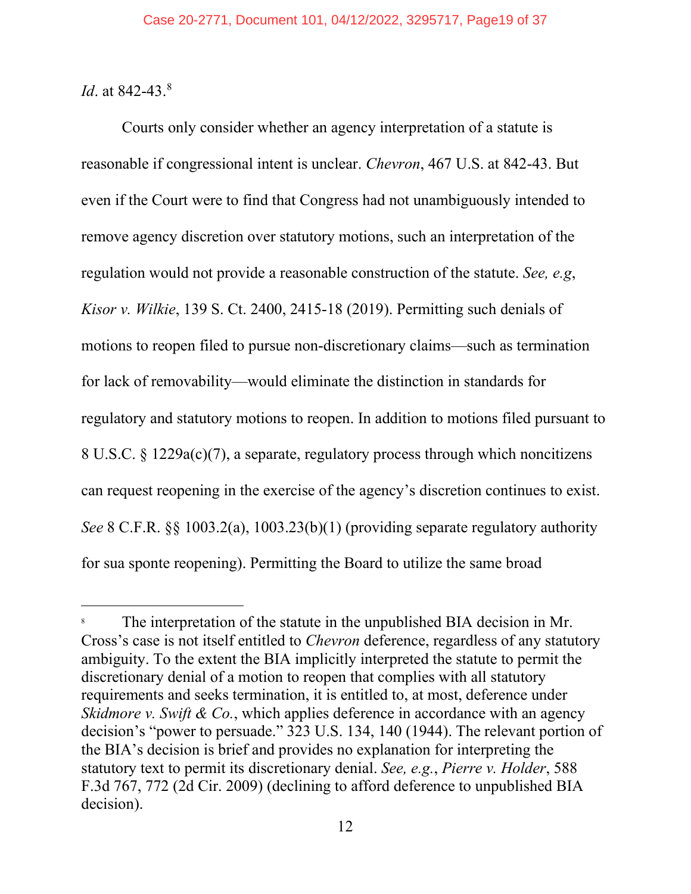*Id*. at 842-43.[8]

Courts only consider whether an agency interpretation of a statute is reasonable if congressional intent is unclear. *Chevron*, 467 U.S. at 842-43. But even if the Court were to find that Congress had not unambiguously intended to remove agency discretion over statutory motions, such an interpretation of the regulation would not provide a reasonable construction of the statute. *See, e.g*, *Kisor v. Wilkie*, 139 S. Ct. 2400, 2415-18 (2019). Permitting such denials of motions to reopen filed to pursue non-discretionary claims—such as termination for lack of removability—would eliminate the distinction in standards for regulatory and statutory motions to reopen. In addition to motions filed pursuant to 8 U.S.C. § 1229a(c)(7), a separate, regulatory process through which noncitizens can request reopening in the exercise of the agency's discretion continues to exist. *See* 8 C.F.R. §§ 1003.2(a), 1003.23(b)(1) (providing separate regulatory authority for sua sponte reopening). Permitting the Board to utilize the same broad

---

[8] The interpretation of the statute in the unpublished BIA decision in Mr. Cross's case is not itself entitled to *Chevron* deference, regardless of any statutory ambiguity. To the extent the BIA implicitly interpreted the statute to permit the discretionary denial of a motion to reopen that complies with all statutory requirements and seeks termination, it is entitled to, at most, deference under *Skidmore v. Swift & Co.*, which applies deference in accordance with an agency decision's "power to persuade." 323 U.S. 134, 140 (1944). The relevant portion of the BIA's decision is brief and provides no explanation for interpreting the statutory text to permit its discretionary denial. *See, e.g.*, *Pierre v. Holder*, 588 F.3d 767, 772 (2d Cir. 2009) (declining to afford deference to unpublished BIA decision).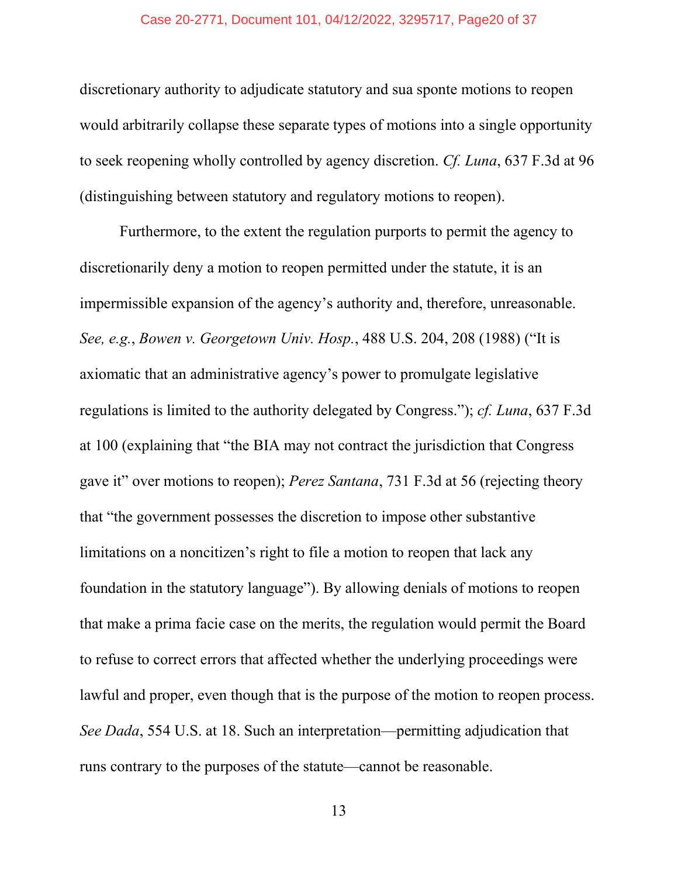discretionary authority to adjudicate statutory and sua sponte motions to reopen would arbitrarily collapse these separate types of motions into a single opportunity to seek reopening wholly controlled by agency discretion. *Cf. Luna*, 637 F.3d at 96 (distinguishing between statutory and regulatory motions to reopen).

Furthermore, to the extent the regulation purports to permit the agency to discretionarily deny a motion to reopen permitted under the statute, it is an impermissible expansion of the agency's authority and, therefore, unreasonable. *See, e.g.*, *Bowen v. Georgetown Univ. Hosp.*, 488 U.S. 204, 208 (1988) ("It is axiomatic that an administrative agency's power to promulgate legislative regulations is limited to the authority delegated by Congress."); *cf. Luna*, 637 F.3d at 100 (explaining that "the BIA may not contract the jurisdiction that Congress gave it" over motions to reopen); *Perez Santana*, 731 F.3d at 56 (rejecting theory that "the government possesses the discretion to impose other substantive limitations on a noncitizen's right to file a motion to reopen that lack any foundation in the statutory language"). By allowing denials of motions to reopen that make a prima facie case on the merits, the regulation would permit the Board to refuse to correct errors that affected whether the underlying proceedings were lawful and proper, even though that is the purpose of the motion to reopen process. *See Dada*, 554 U.S. at 18. Such an interpretation—permitting adjudication that runs contrary to the purposes of the statute—cannot be reasonable.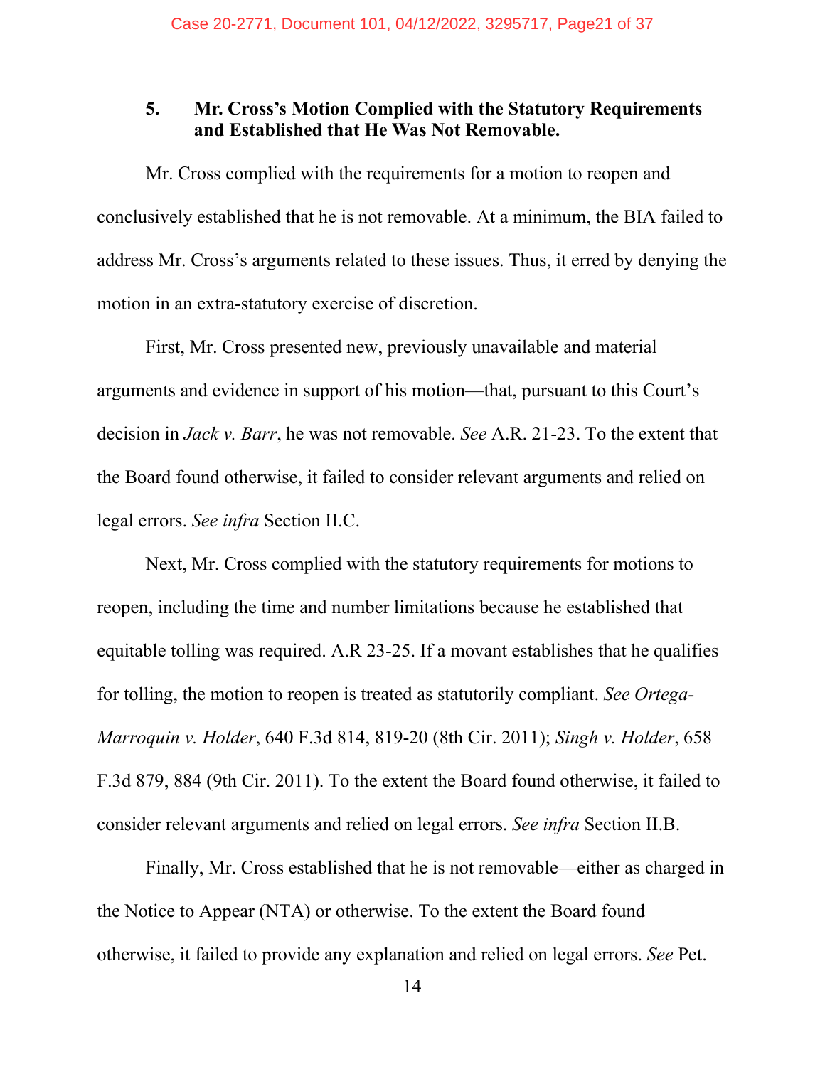### 5. Mr. Cross's Motion Complied with the Statutory Requirements and Established that He Was Not Removable.

Mr. Cross complied with the requirements for a motion to reopen and conclusively established that he is not removable. At a minimum, the BIA failed to address Mr. Cross's arguments related to these issues. Thus, it erred by denying the motion in an extra-statutory exercise of discretion.

First, Mr. Cross presented new, previously unavailable and material arguments and evidence in support of his motion—that, pursuant to this Court's decision in *Jack v. Barr*, he was not removable. *See* A.R. 21-23. To the extent that the Board found otherwise, it failed to consider relevant arguments and relied on legal errors. *See infra* Section II.C.

Next, Mr. Cross complied with the statutory requirements for motions to reopen, including the time and number limitations because he established that equitable tolling was required. A.R 23-25. If a movant establishes that he qualifies for tolling, the motion to reopen is treated as statutorily compliant. *See Ortega-Marroquin v. Holder*, 640 F.3d 814, 819-20 (8th Cir. 2011); *Singh v. Holder*, 658 F.3d 879, 884 (9th Cir. 2011). To the extent the Board found otherwise, it failed to consider relevant arguments and relied on legal errors. *See infra* Section II.B.

Finally, Mr. Cross established that he is not removable—either as charged in the Notice to Appear (NTA) or otherwise. To the extent the Board found otherwise, it failed to provide any explanation and relied on legal errors. *See* Pet.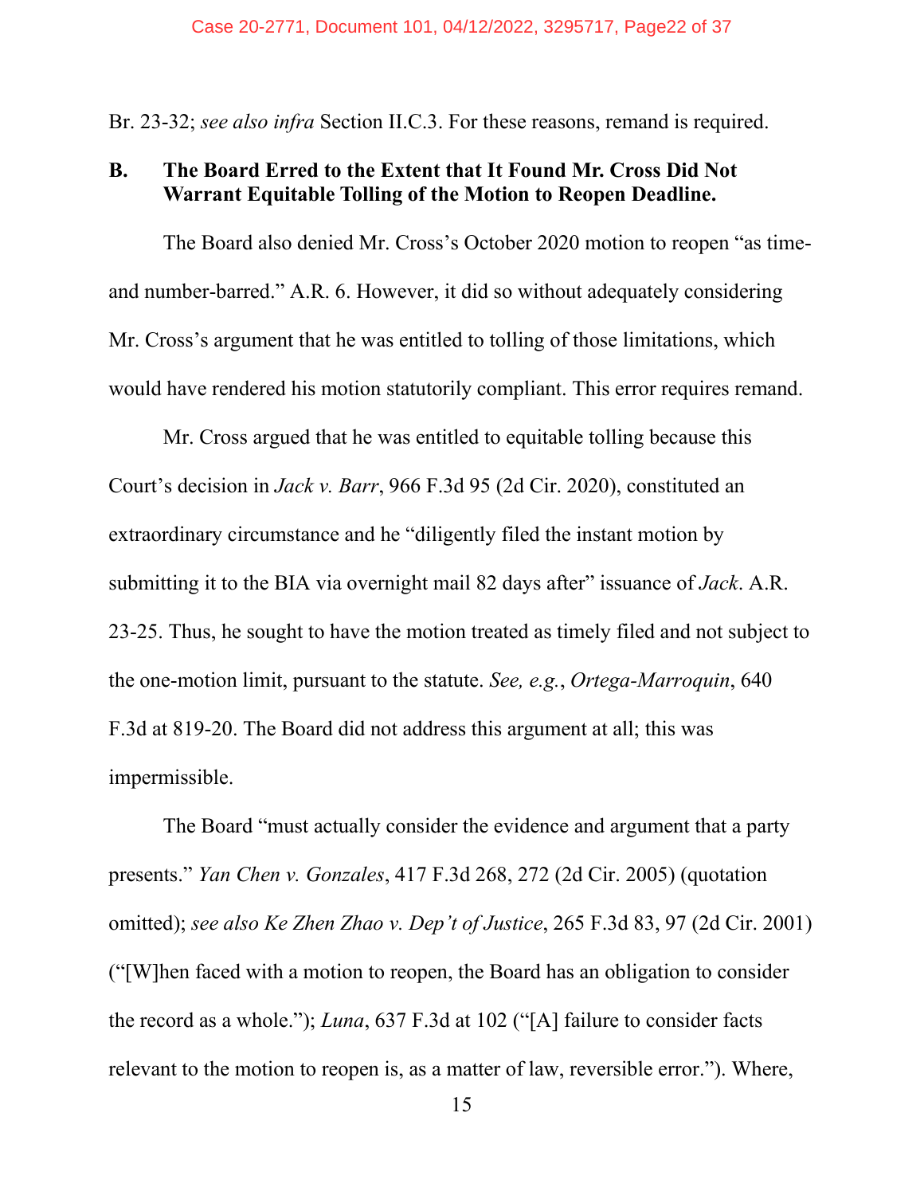Br. 23-32; *see also infra* Section II.C.3. For these reasons, remand is required.

### B. The Board Erred to the Extent that It Found Mr. Cross Did Not Warrant Equitable Tolling of the Motion to Reopen Deadline.

The Board also denied Mr. Cross's October 2020 motion to reopen "as time- and number-barred." A.R. 6. However, it did so without adequately considering Mr. Cross's argument that he was entitled to tolling of those limitations, which would have rendered his motion statutorily compliant. This error requires remand.

Mr. Cross argued that he was entitled to equitable tolling because this Court's decision in *Jack v. Barr*, 966 F.3d 95 (2d Cir. 2020), constituted an extraordinary circumstance and he "diligently filed the instant motion by submitting it to the BIA via overnight mail 82 days after" issuance of *Jack*. A.R. 23-25. Thus, he sought to have the motion treated as timely filed and not subject to the one-motion limit, pursuant to the statute. *See, e.g.*, *Ortega-Marroquin*, 640 F.3d at 819-20. The Board did not address this argument at all; this was impermissible.

The Board "must actually consider the evidence and argument that a party presents." *Yan Chen v. Gonzales*, 417 F.3d 268, 272 (2d Cir. 2005) (quotation omitted); *see also Ke Zhen Zhao v. Dep't of Justice*, 265 F.3d 83, 97 (2d Cir. 2001) ("[W]hen faced with a motion to reopen, the Board has an obligation to consider the record as a whole."); *Luna*, 637 F.3d at 102 ("[A] failure to consider facts relevant to the motion to reopen is, as a matter of law, reversible error."). Where,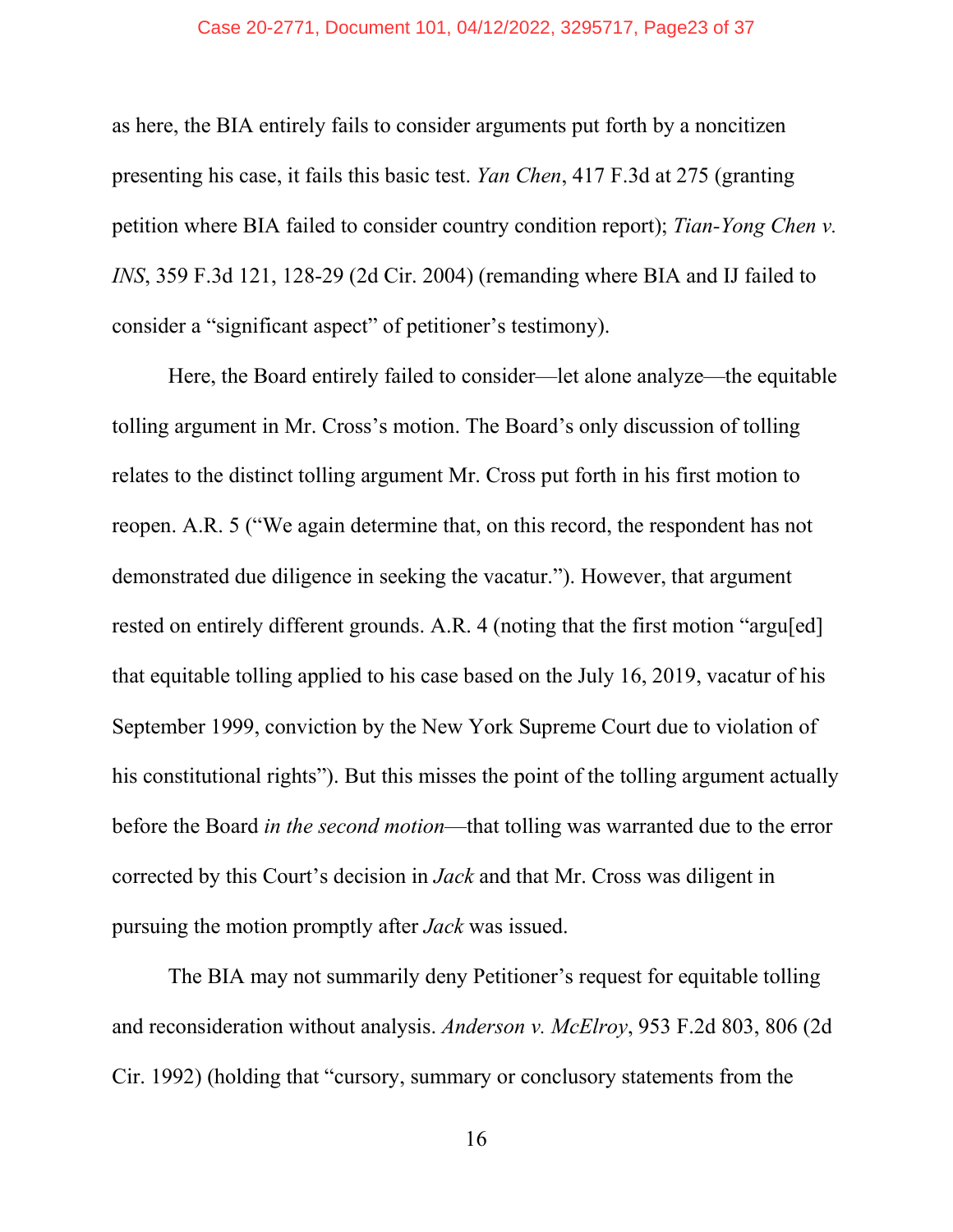as here, the BIA entirely fails to consider arguments put forth by a noncitizen presenting his case, it fails this basic test. *Yan Chen*, 417 F.3d at 275 (granting petition where BIA failed to consider country condition report); *Tian-Yong Chen v. INS*, 359 F.3d 121, 128-29 (2d Cir. 2004) (remanding where BIA and IJ failed to consider a "significant aspect" of petitioner's testimony).

Here, the Board entirely failed to consider—let alone analyze—the equitable tolling argument in Mr. Cross's motion. The Board's only discussion of tolling relates to the distinct tolling argument Mr. Cross put forth in his first motion to reopen. A.R. 5 ("We again determine that, on this record, the respondent has not demonstrated due diligence in seeking the vacatur."). However, that argument rested on entirely different grounds. A.R. 4 (noting that the first motion "argu[ed] that equitable tolling applied to his case based on the July 16, 2019, vacatur of his September 1999, conviction by the New York Supreme Court due to violation of his constitutional rights"). But this misses the point of the tolling argument actually before the Board *in the second motion*—that tolling was warranted due to the error corrected by this Court's decision in *Jack* and that Mr. Cross was diligent in pursuing the motion promptly after *Jack* was issued.

The BIA may not summarily deny Petitioner's request for equitable tolling and reconsideration without analysis. *Anderson v. McElroy*, 953 F.2d 803, 806 (2d Cir. 1992) (holding that "cursory, summary or conclusory statements from the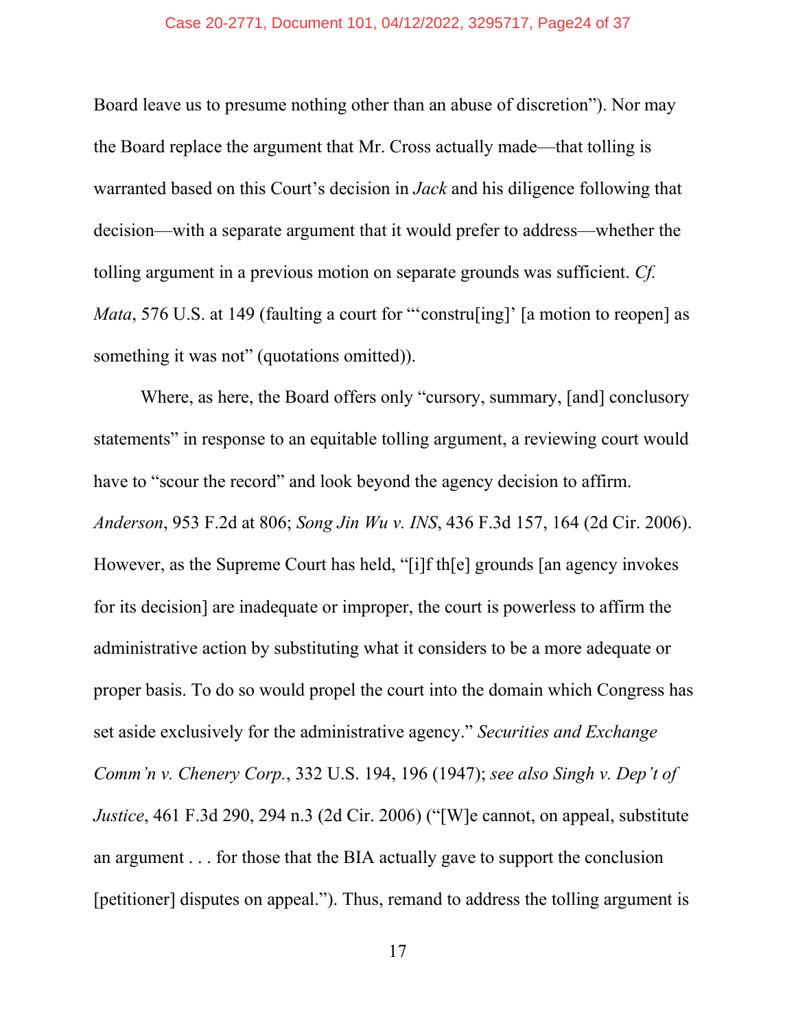Board leave us to presume nothing other than an abuse of discretion"). Nor may the Board replace the argument that Mr. Cross actually made—that tolling is warranted based on this Court's decision in *Jack* and his diligence following that decision—with a separate argument that it would prefer to address—whether the tolling argument in a previous motion on separate grounds was sufficient. *Cf. Mata*, 576 U.S. at 149 (faulting a court for "'constru[ing]' [a motion to reopen] as something it was not" (quotations omitted)).

Where, as here, the Board offers only "cursory, summary, [and] conclusory statements" in response to an equitable tolling argument, a reviewing court would have to "scour the record" and look beyond the agency decision to affirm. *Anderson*, 953 F.2d at 806; *Song Jin Wu v. INS*, 436 F.3d 157, 164 (2d Cir. 2006). However, as the Supreme Court has held, "[i]f th[e] grounds [an agency invokes for its decision] are inadequate or improper, the court is powerless to affirm the administrative action by substituting what it considers to be a more adequate or proper basis. To do so would propel the court into the domain which Congress has set aside exclusively for the administrative agency." *Securities and Exchange Comm'n v. Chenery Corp.*, 332 U.S. 194, 196 (1947); *see also Singh v. Dep't of Justice*, 461 F.3d 290, 294 n.3 (2d Cir. 2006) ("[W]e cannot, on appeal, substitute an argument . . . for those that the BIA actually gave to support the conclusion [petitioner] disputes on appeal."). Thus, remand to address the tolling argument is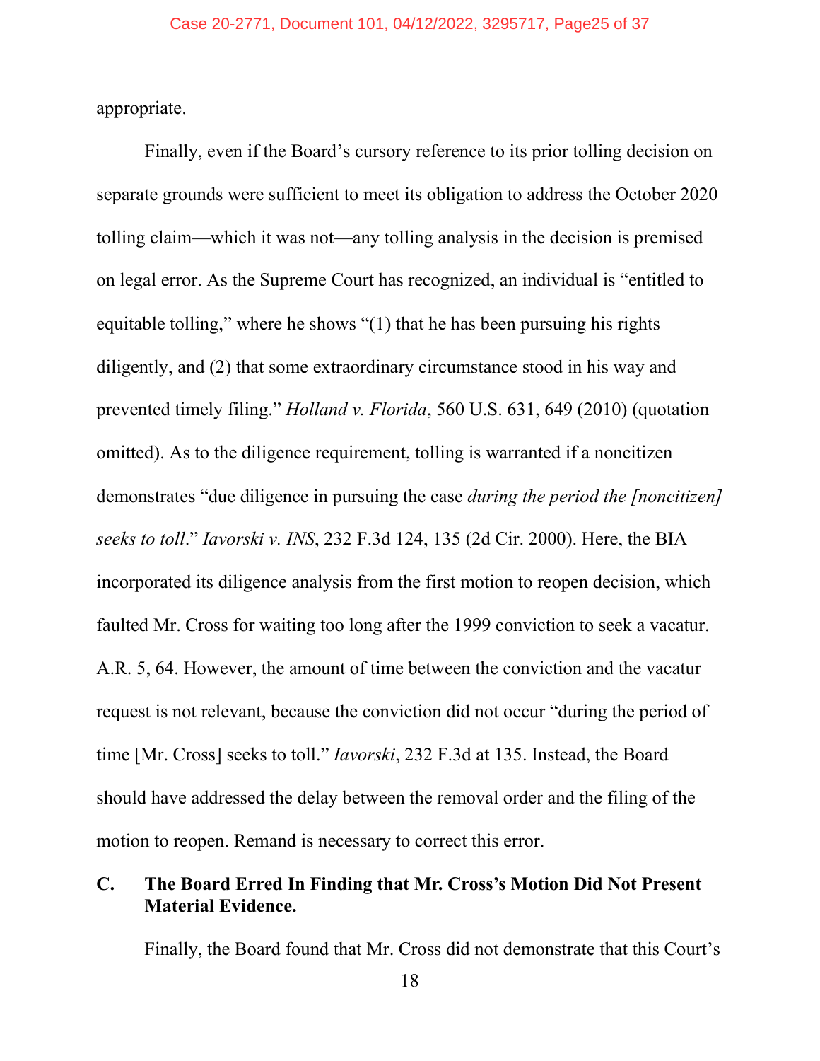appropriate.

Finally, even if the Board's cursory reference to its prior tolling decision on separate grounds were sufficient to meet its obligation to address the October 2020 tolling claim—which it was not—any tolling analysis in the decision is premised on legal error. As the Supreme Court has recognized, an individual is "entitled to equitable tolling," where he shows "(1) that he has been pursuing his rights diligently, and (2) that some extraordinary circumstance stood in his way and prevented timely filing." *Holland v. Florida*, 560 U.S. 631, 649 (2010) (quotation omitted). As to the diligence requirement, tolling is warranted if a noncitizen demonstrates "due diligence in pursuing the case *during the period the [noncitizen] seeks to toll*." *Iavorski v. INS*, 232 F.3d 124, 135 (2d Cir. 2000). Here, the BIA incorporated its diligence analysis from the first motion to reopen decision, which faulted Mr. Cross for waiting too long after the 1999 conviction to seek a vacatur. A.R. 5, 64. However, the amount of time between the conviction and the vacatur request is not relevant, because the conviction did not occur "during the period of time [Mr. Cross] seeks to toll." *Iavorski*, 232 F.3d at 135. Instead, the Board should have addressed the delay between the removal order and the filing of the motion to reopen. Remand is necessary to correct this error.

### C. The Board Erred In Finding that Mr. Cross's Motion Did Not Present Material Evidence.

Finally, the Board found that Mr. Cross did not demonstrate that this Court's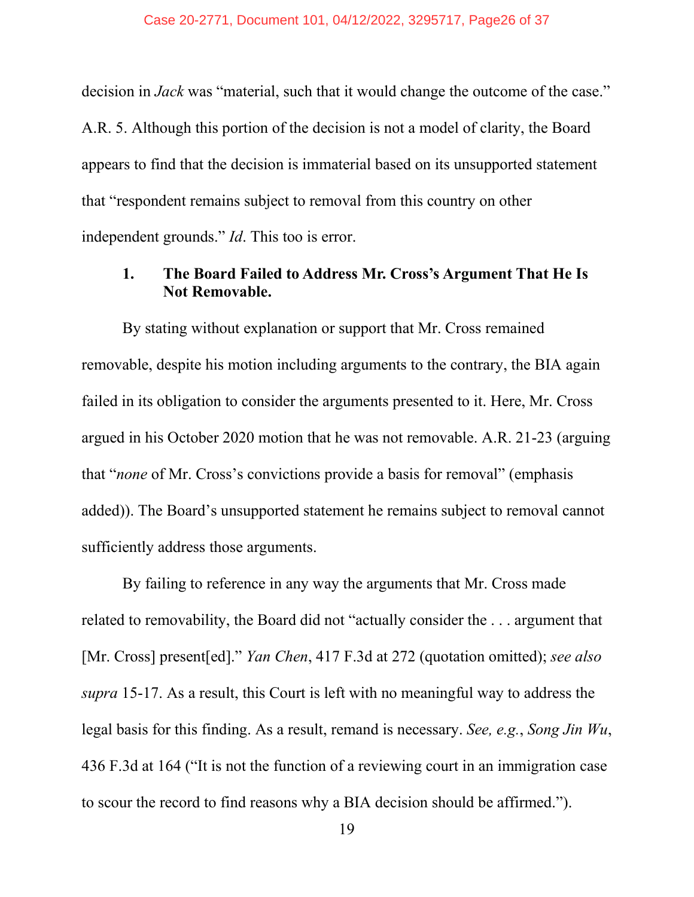decision in *Jack* was "material, such that it would change the outcome of the case." A.R. 5. Although this portion of the decision is not a model of clarity, the Board appears to find that the decision is immaterial based on its unsupported statement that "respondent remains subject to removal from this country on other independent grounds." *Id*. This too is error.

### 1. The Board Failed to Address Mr. Cross's Argument That He Is Not Removable.

By stating without explanation or support that Mr. Cross remained removable, despite his motion including arguments to the contrary, the BIA again failed in its obligation to consider the arguments presented to it. Here, Mr. Cross argued in his October 2020 motion that he was not removable. A.R. 21-23 (arguing that "*none* of Mr. Cross's convictions provide a basis for removal" (emphasis added)). The Board's unsupported statement he remains subject to removal cannot sufficiently address those arguments.

By failing to reference in any way the arguments that Mr. Cross made related to removability, the Board did not "actually consider the . . . argument that [Mr. Cross] present[ed]." *Yan Chen*, 417 F.3d at 272 (quotation omitted); *see also supra* 15-17. As a result, this Court is left with no meaningful way to address the legal basis for this finding. As a result, remand is necessary. *See, e.g.*, *Song Jin Wu*, 436 F.3d at 164 ("It is not the function of a reviewing court in an immigration case to scour the record to find reasons why a BIA decision should be affirmed.").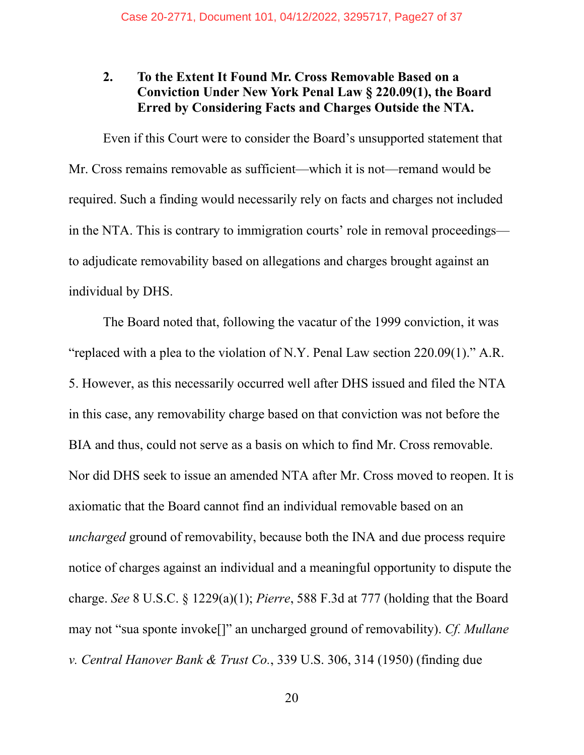### 2. To the Extent It Found Mr. Cross Removable Based on a Conviction Under New York Penal Law § 220.09(1), the Board Erred by Considering Facts and Charges Outside the NTA.

Even if this Court were to consider the Board's unsupported statement that Mr. Cross remains removable as sufficient—which it is not—remand would be required. Such a finding would necessarily rely on facts and charges not included in the NTA. This is contrary to immigration courts' role in removal proceedings—to adjudicate removability based on allegations and charges brought against an individual by DHS.

The Board noted that, following the vacatur of the 1999 conviction, it was "replaced with a plea to the violation of N.Y. Penal Law section 220.09(1)." A.R. 5. However, as this necessarily occurred well after DHS issued and filed the NTA in this case, any removability charge based on that conviction was not before the BIA and thus, could not serve as a basis on which to find Mr. Cross removable. Nor did DHS seek to issue an amended NTA after Mr. Cross moved to reopen. It is axiomatic that the Board cannot find an individual removable based on an *uncharged* ground of removability, because both the INA and due process require notice of charges against an individual and a meaningful opportunity to dispute the charge. *See* 8 U.S.C. § 1229(a)(1); *Pierre*, 588 F.3d at 777 (holding that the Board may not "sua sponte invoke[]" an uncharged ground of removability). *Cf. Mullane v. Central Hanover Bank & Trust Co.*, 339 U.S. 306, 314 (1950) (finding due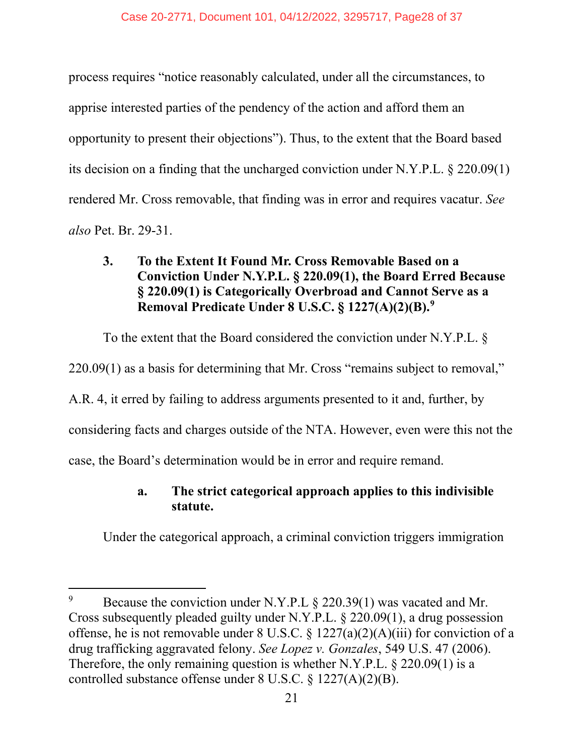process requires "notice reasonably calculated, under all the circumstances, to apprise interested parties of the pendency of the action and afford them an opportunity to present their objections"). Thus, to the extent that the Board based its decision on a finding that the uncharged conviction under N.Y.P.L. § 220.09(1) rendered Mr. Cross removable, that finding was in error and requires vacatur. *See also* Pet. Br. 29-31.

### 3. To the Extent It Found Mr. Cross Removable Based on a Conviction Under N.Y.P.L. § 220.09(1), the Board Erred Because § 220.09(1) is Categorically Overbroad and Cannot Serve as a Removal Predicate Under 8 U.S.C. § 1227(A)(2)(B).[9]

To the extent that the Board considered the conviction under N.Y.P.L. § 220.09(1) as a basis for determining that Mr. Cross "remains subject to removal," A.R. 4, it erred by failing to address arguments presented to it and, further, by considering facts and charges outside of the NTA. However, even were this not the case, the Board's determination would be in error and require remand.

#### a. The strict categorical approach applies to this indivisible statute.

Under the categorical approach, a criminal conviction triggers immigration

---

[9] Because the conviction under N.Y.P.L § 220.39(1) was vacated and Mr. Cross subsequently pleaded guilty under N.Y.P.L. § 220.09(1), a drug possession offense, he is not removable under 8 U.S.C. § 1227(a)(2)(A)(iii) for conviction of a drug trafficking aggravated felony. *See Lopez v. Gonzales*, 549 U.S. 47 (2006). Therefore, the only remaining question is whether N.Y.P.L. § 220.09(1) is a controlled substance offense under 8 U.S.C. § 1227(A)(2)(B).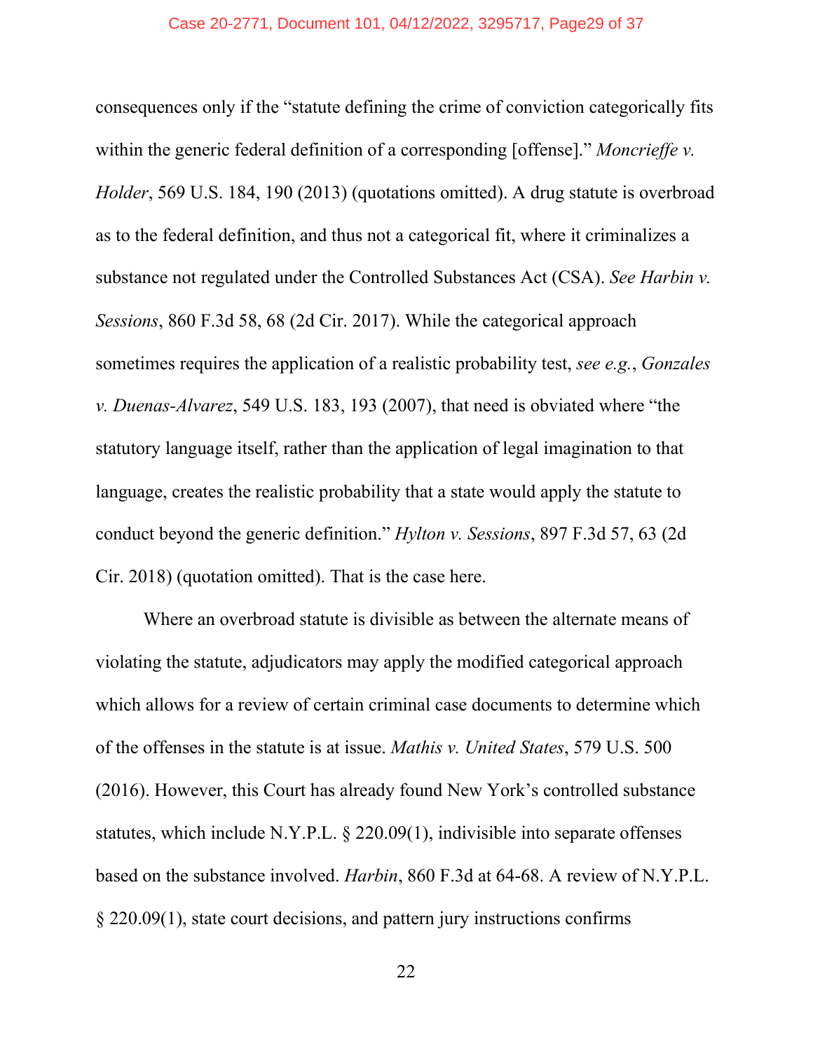consequences only if the "statute defining the crime of conviction categorically fits within the generic federal definition of a corresponding [offense]." *Moncrieffe v. Holder*, 569 U.S. 184, 190 (2013) (quotations omitted). A drug statute is overbroad as to the federal definition, and thus not a categorical fit, where it criminalizes a substance not regulated under the Controlled Substances Act (CSA). *See Harbin v. Sessions*, 860 F.3d 58, 68 (2d Cir. 2017). While the categorical approach sometimes requires the application of a realistic probability test, *see e.g.*, *Gonzales v. Duenas-Alvarez*, 549 U.S. 183, 193 (2007), that need is obviated where "the statutory language itself, rather than the application of legal imagination to that language, creates the realistic probability that a state would apply the statute to conduct beyond the generic definition." *Hylton v. Sessions*, 897 F.3d 57, 63 (2d Cir. 2018) (quotation omitted). That is the case here.

Where an overbroad statute is divisible as between the alternate means of violating the statute, adjudicators may apply the modified categorical approach which allows for a review of certain criminal case documents to determine which of the offenses in the statute is at issue. *Mathis v. United States*, 579 U.S. 500 (2016). However, this Court has already found New York's controlled substance statutes, which include N.Y.P.L. § 220.09(1), indivisible into separate offenses based on the substance involved. *Harbin*, 860 F.3d at 64-68. A review of N.Y.P.L. § 220.09(1), state court decisions, and pattern jury instructions confirms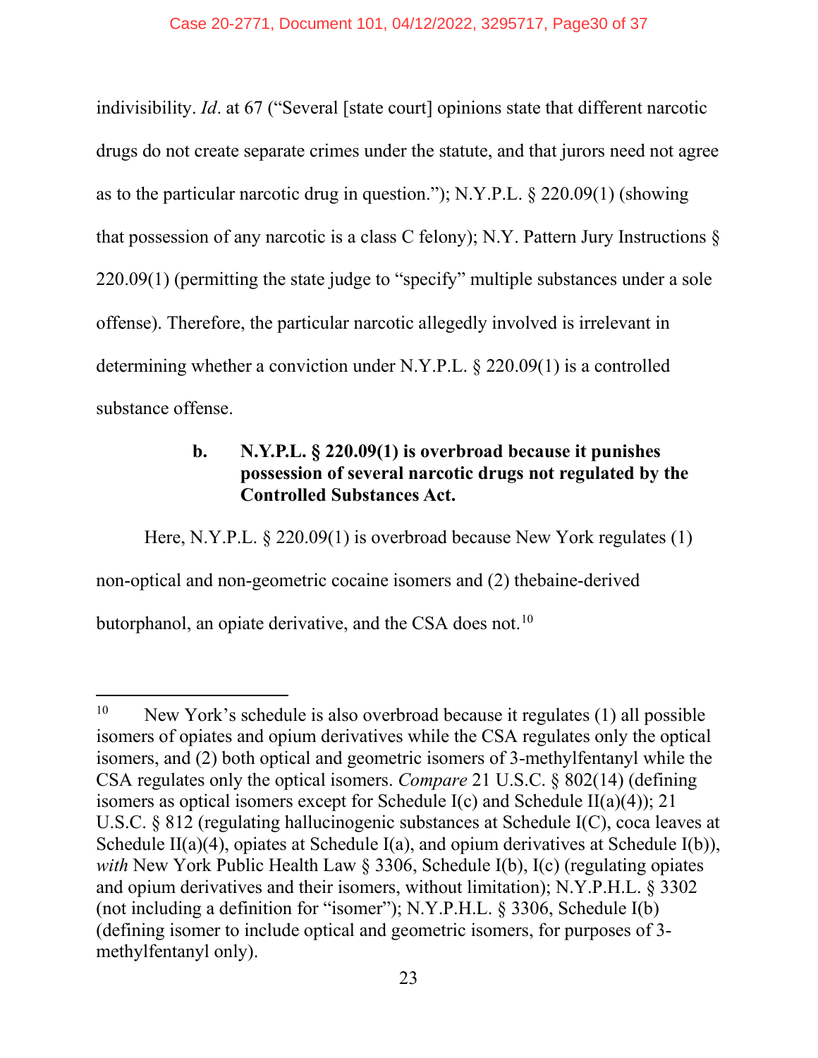indivisibility. *Id*. at 67 ("Several [state court] opinions state that different narcotic drugs do not create separate crimes under the statute, and that jurors need not agree as to the particular narcotic drug in question."); N.Y.P.L. § 220.09(1) (showing that possession of any narcotic is a class C felony); N.Y. Pattern Jury Instructions § 220.09(1) (permitting the state judge to "specify" multiple substances under a sole offense). Therefore, the particular narcotic allegedly involved is irrelevant in determining whether a conviction under N.Y.P.L. § 220.09(1) is a controlled substance offense.

### b. N.Y.P.L. § 220.09(1) is overbroad because it punishes possession of several narcotic drugs not regulated by the Controlled Substances Act.

Here, N.Y.P.L. § 220.09(1) is overbroad because New York regulates (1) non-optical and non-geometric cocaine isomers and (2) thebaine-derived butorphanol, an opiate derivative, and the CSA does not.[10]

---

[10] New York's schedule is also overbroad because it regulates (1) all possible isomers of opiates and opium derivatives while the CSA regulates only the optical isomers, and (2) both optical and geometric isomers of 3-methylfentanyl while the CSA regulates only the optical isomers. *Compare* 21 U.S.C. § 802(14) (defining isomers as optical isomers except for Schedule I(c) and Schedule II(a)(4)); 21 U.S.C. § 812 (regulating hallucinogenic substances at Schedule I(C), coca leaves at Schedule II(a)(4), opiates at Schedule I(a), and opium derivatives at Schedule I(b)), *with* New York Public Health Law § 3306, Schedule I(b), I(c) (regulating opiates and opium derivatives and their isomers, without limitation); N.Y.P.H.L. § 3302 (not including a definition for "isomer"); N.Y.P.H.L. § 3306, Schedule I(b) (defining isomer to include optical and geometric isomers, for purposes of 3-methylfentanyl only).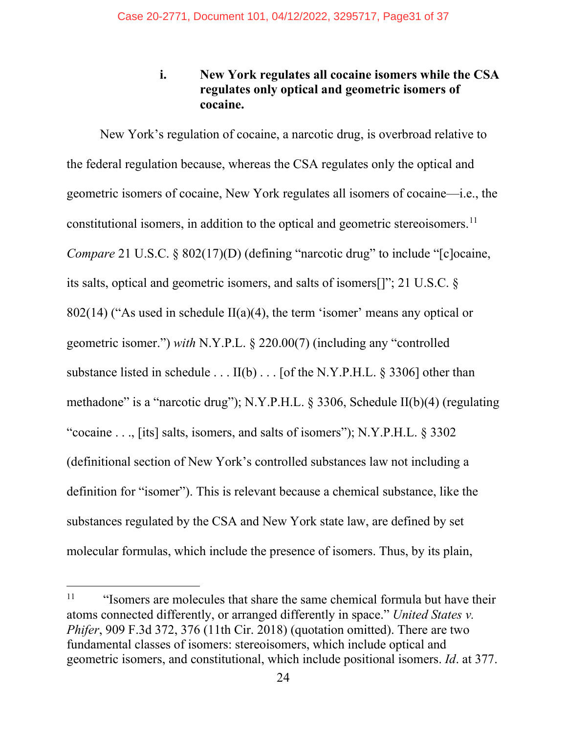### i. New York regulates all cocaine isomers while the CSA regulates only optical and geometric isomers of cocaine.

New York's regulation of cocaine, a narcotic drug, is overbroad relative to the federal regulation because, whereas the CSA regulates only the optical and geometric isomers of cocaine, New York regulates all isomers of cocaine—i.e., the constitutional isomers, in addition to the optical and geometric stereoisomers.[11] *Compare* 21 U.S.C. § 802(17)(D) (defining "narcotic drug" to include "[c]ocaine, its salts, optical and geometric isomers, and salts of isomers[]"; 21 U.S.C. § 802(14) ("As used in schedule II(a)(4), the term 'isomer' means any optical or geometric isomer.") *with* N.Y.P.L. § 220.00(7) (including any "controlled substance listed in schedule . . . II(b) . . . [of the N.Y.P.H.L. § 3306] other than methadone" is a "narcotic drug"); N.Y.P.H.L. § 3306, Schedule II(b)(4) (regulating "cocaine . . ., [its] salts, isomers, and salts of isomers"); N.Y.P.H.L. § 3302 (definitional section of New York's controlled substances law not including a definition for "isomer"). This is relevant because a chemical substance, like the substances regulated by the CSA and New York state law, are defined by set molecular formulas, which include the presence of isomers. Thus, by its plain,

---

[11] "Isomers are molecules that share the same chemical formula but have their atoms connected differently, or arranged differently in space." *United States v. Phifer*, 909 F.3d 372, 376 (11th Cir. 2018) (quotation omitted). There are two fundamental classes of isomers: stereoisomers, which include optical and geometric isomers, and constitutional, which include positional isomers. *Id*. at 377.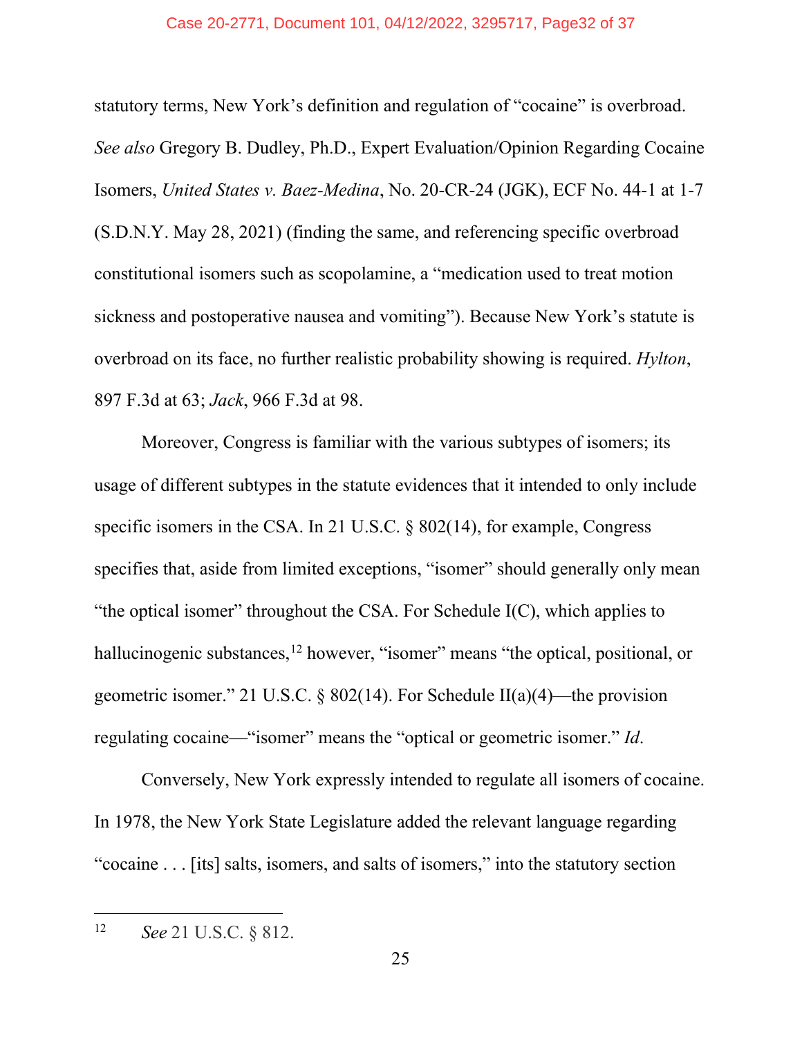statutory terms, New York's definition and regulation of "cocaine" is overbroad. *See also* Gregory B. Dudley, Ph.D., Expert Evaluation/Opinion Regarding Cocaine Isomers, *United States v. Baez-Medina*, No. 20-CR-24 (JGK), ECF No. 44-1 at 1-7 (S.D.N.Y. May 28, 2021) (finding the same, and referencing specific overbroad constitutional isomers such as scopolamine, a "medication used to treat motion sickness and postoperative nausea and vomiting"). Because New York's statute is overbroad on its face, no further realistic probability showing is required. *Hylton*, 897 F.3d at 63; *Jack*, 966 F.3d at 98.

Moreover, Congress is familiar with the various subtypes of isomers; its usage of different subtypes in the statute evidences that it intended to only include specific isomers in the CSA. In 21 U.S.C. § 802(14), for example, Congress specifies that, aside from limited exceptions, "isomer" should generally only mean "the optical isomer" throughout the CSA. For Schedule I(C), which applies to hallucinogenic substances,[12] however, "isomer" means "the optical, positional, or geometric isomer." 21 U.S.C. § 802(14). For Schedule II(a)(4)—the provision regulating cocaine—"isomer" means the "optical or geometric isomer." *Id*.

Conversely, New York expressly intended to regulate all isomers of cocaine. In 1978, the New York State Legislature added the relevant language regarding "cocaine . . . [its] salts, isomers, and salts of isomers," into the statutory section

---

[12] *See* 21 U.S.C. § 812.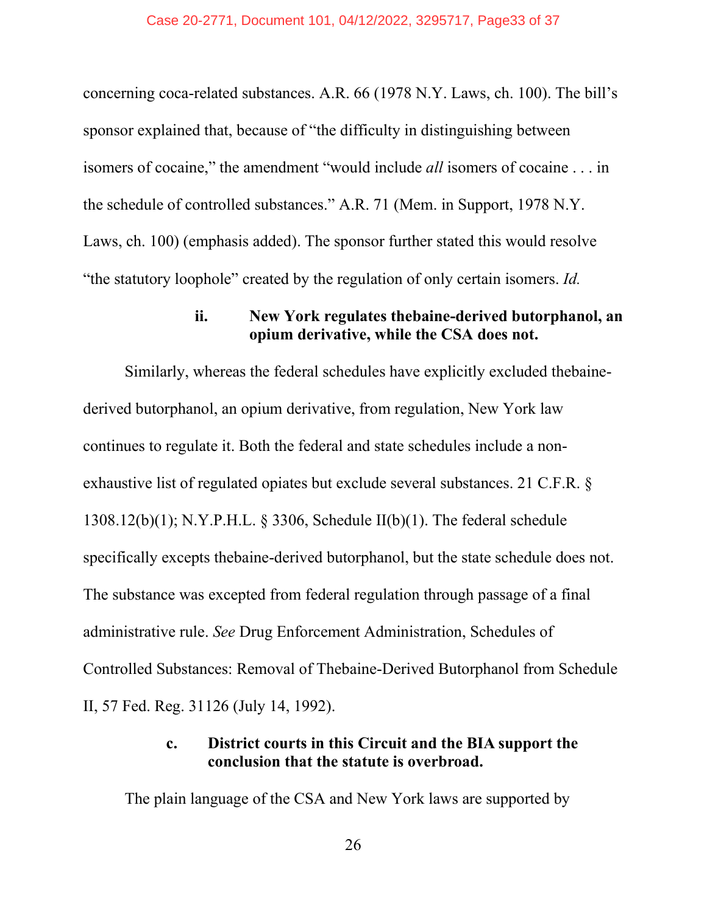concerning coca-related substances. A.R. 66 (1978 N.Y. Laws, ch. 100). The bill's sponsor explained that, because of "the difficulty in distinguishing between isomers of cocaine," the amendment "would include *all* isomers of cocaine . . . in the schedule of controlled substances." A.R. 71 (Mem. in Support, 1978 N.Y. Laws, ch. 100) (emphasis added). The sponsor further stated this would resolve "the statutory loophole" created by the regulation of only certain isomers. *Id.*

**ii. New York regulates thebaine-derived butorphanol, an opium derivative, while the CSA does not.**

Similarly, whereas the federal schedules have explicitly excluded thebaine-derived butorphanol, an opium derivative, from regulation, New York law continues to regulate it. Both the federal and state schedules include a non-exhaustive list of regulated opiates but exclude several substances. 21 C.F.R. § 1308.12(b)(1); N.Y.P.H.L. § 3306, Schedule II(b)(1). The federal schedule specifically excepts thebaine-derived butorphanol, but the state schedule does not. The substance was excepted from federal regulation through passage of a final administrative rule. *See* Drug Enforcement Administration, Schedules of Controlled Substances: Removal of Thebaine-Derived Butorphanol from Schedule II, 57 Fed. Reg. 31126 (July 14, 1992).

**c. District courts in this Circuit and the BIA support the conclusion that the statute is overbroad.**

The plain language of the CSA and New York laws are supported by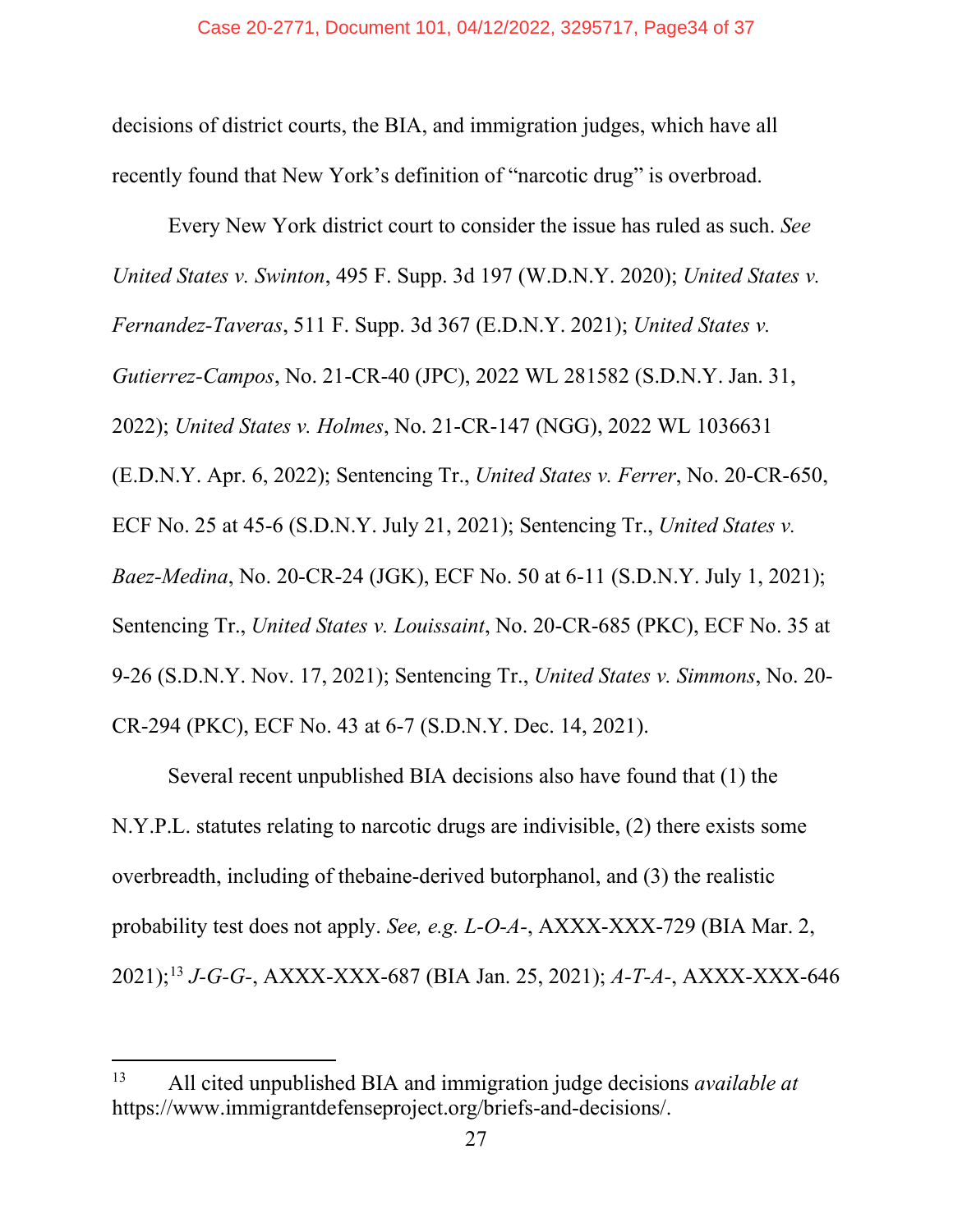decisions of district courts, the BIA, and immigration judges, which have all recently found that New York's definition of "narcotic drug" is overbroad.

Every New York district court to consider the issue has ruled as such. *See United States v. Swinton*, 495 F. Supp. 3d 197 (W.D.N.Y. 2020); *United States v. Fernandez-Taveras*, 511 F. Supp. 3d 367 (E.D.N.Y. 2021); *United States v. Gutierrez-Campos*, No. 21-CR-40 (JPC), 2022 WL 281582 (S.D.N.Y. Jan. 31, 2022); *United States v. Holmes*, No. 21-CR-147 (NGG), 2022 WL 1036631 (E.D.N.Y. Apr. 6, 2022); Sentencing Tr., *United States v. Ferrer*, No. 20-CR-650, ECF No. 25 at 45-6 (S.D.N.Y. July 21, 2021); Sentencing Tr., *United States v. Baez-Medina*, No. 20-CR-24 (JGK), ECF No. 50 at 6-11 (S.D.N.Y. July 1, 2021); Sentencing Tr., *United States v. Louissaint*, No. 20-CR-685 (PKC), ECF No. 35 at 9-26 (S.D.N.Y. Nov. 17, 2021); Sentencing Tr., *United States v. Simmons*, No. 20-CR-294 (PKC), ECF No. 43 at 6-7 (S.D.N.Y. Dec. 14, 2021).

Several recent unpublished BIA decisions also have found that (1) the N.Y.P.L. statutes relating to narcotic drugs are indivisible, (2) there exists some overbreadth, including of thebaine-derived butorphanol, and (3) the realistic probability test does not apply. *See, e.g. L-O-A-*, AXXX-XXX-729 (BIA Mar. 2, 2021);[13] *J-G-G-*, AXXX-XXX-687 (BIA Jan. 25, 2021); *A-T-A-*, AXXX-XXX-646

---

[13] All cited unpublished BIA and immigration judge decisions *available at* https://www.immigrantdefenseproject.org/briefs-and-decisions/.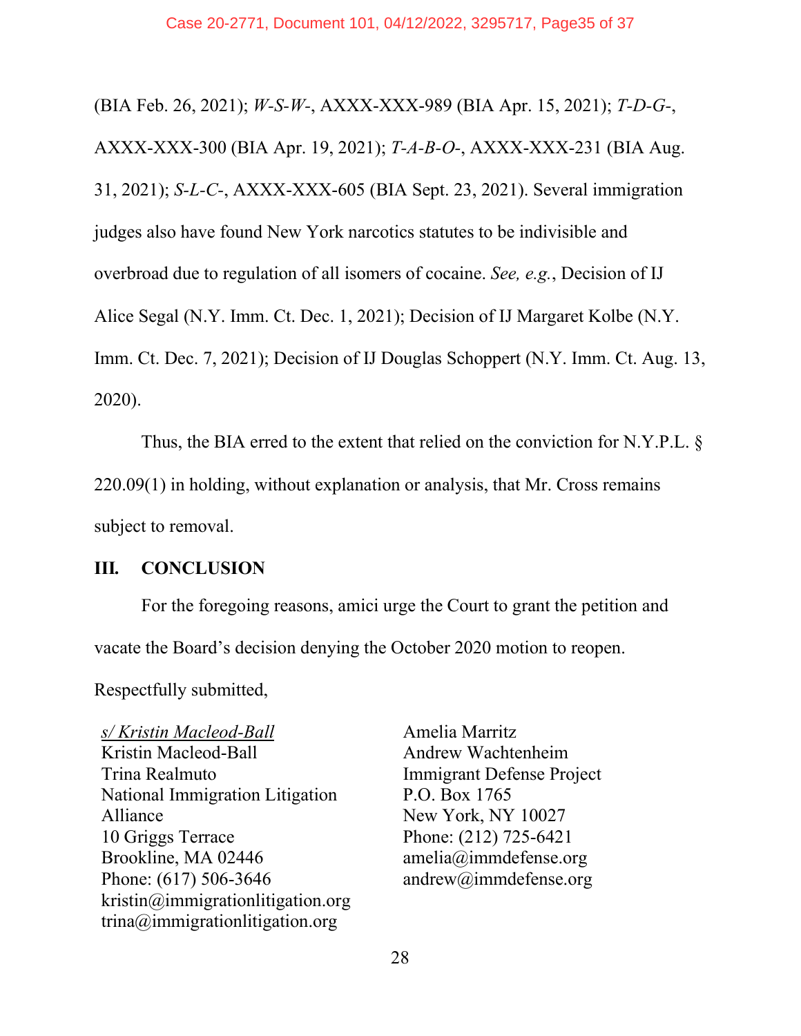(BIA Feb. 26, 2021); *W-S-W-*, AXXX-XXX-989 (BIA Apr. 15, 2021); *T-D-G-*, AXXX-XXX-300 (BIA Apr. 19, 2021); *T-A-B-O-*, AXXX-XXX-231 (BIA Aug. 31, 2021); *S-L-C-*, AXXX-XXX-605 (BIA Sept. 23, 2021). Several immigration judges also have found New York narcotics statutes to be indivisible and overbroad due to regulation of all isomers of cocaine. *See, e.g.*, Decision of IJ Alice Segal (N.Y. Imm. Ct. Dec. 1, 2021); Decision of IJ Margaret Kolbe (N.Y. Imm. Ct. Dec. 7, 2021); Decision of IJ Douglas Schoppert (N.Y. Imm. Ct. Aug. 13, 2020).

Thus, the BIA erred to the extent that relied on the conviction for N.Y.P.L. § 220.09(1) in holding, without explanation or analysis, that Mr. Cross remains subject to removal.

## III. CONCLUSION

For the foregoing reasons, amici urge the Court to grant the petition and vacate the Board's decision denying the October 2020 motion to reopen.

Respectfully submitted,

s/ Kristin Macleod-Ball
Kristin Macleod-Ball
Trina Realmuto
National Immigration Litigation Alliance
10 Griggs Terrace
Brookline, MA 02446
Phone: (617) 506-3646
kristin@immigrationlitigation.org
trina@immigrationlitigation.org

Amelia Marritz
Andrew Wachtenheim
Immigrant Defense Project
P.O. Box 1765
New York, NY 10027
Phone: (212) 725-6421
amelia@immdefense.org
andrew@immdefense.org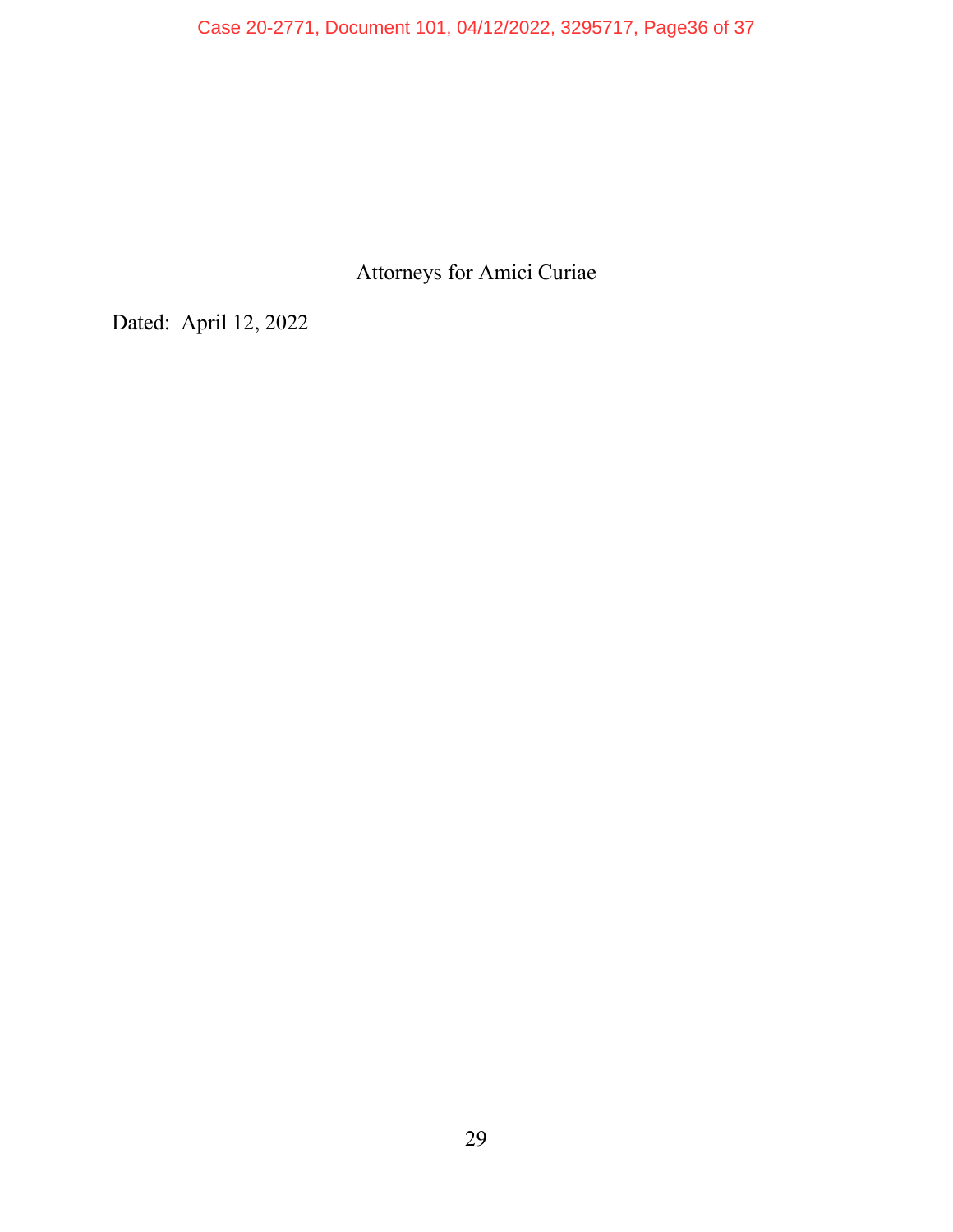Attorneys for Amici Curiae

Dated: April 12, 2022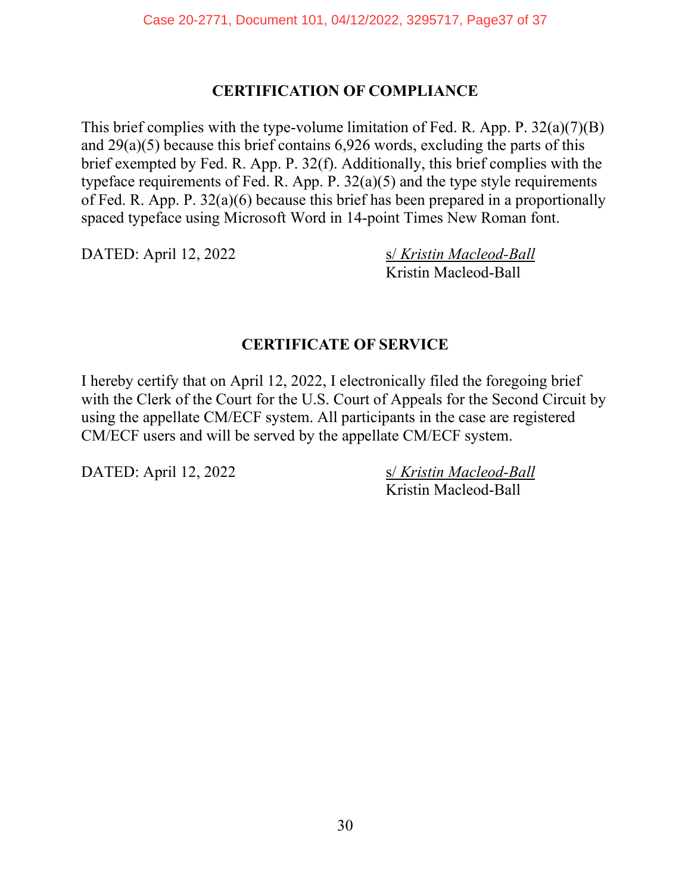## CERTIFICATION OF COMPLIANCE

This brief complies with the type-volume limitation of Fed. R. App. P. 32(a)(7)(B) and 29(a)(5) because this brief contains 6,926 words, excluding the parts of this brief exempted by Fed. R. App. P. 32(f). Additionally, this brief complies with the typeface requirements of Fed. R. App. P. 32(a)(5) and the type style requirements of Fed. R. App. P. 32(a)(6) because this brief has been prepared in a proportionally spaced typeface using Microsoft Word in 14-point Times New Roman font.

DATED: April 12, 2022

s/ *Kristin Macleod-Ball*
Kristin Macleod-Ball

## CERTIFICATE OF SERVICE

I hereby certify that on April 12, 2022, I electronically filed the foregoing brief with the Clerk of the Court for the U.S. Court of Appeals for the Second Circuit by using the appellate CM/ECF system. All participants in the case are registered CM/ECF users and will be served by the appellate CM/ECF system.

DATED: April 12, 2022

s/ *Kristin Macleod-Ball*
Kristin Macleod-Ball